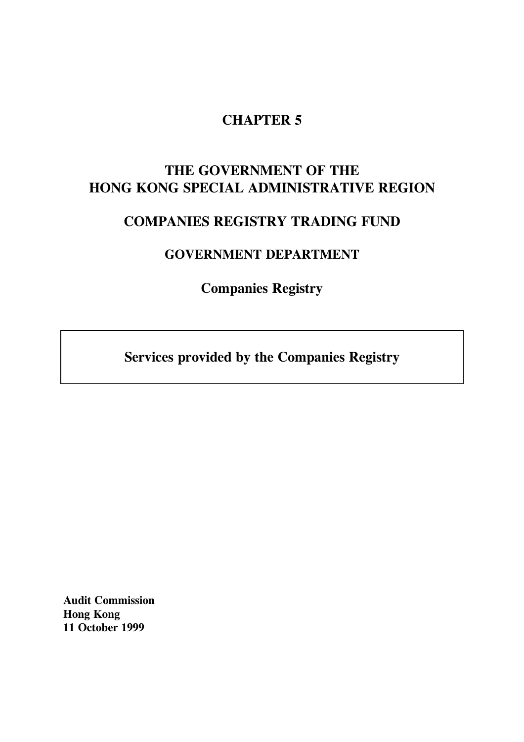# CHAPTER 5

## THE GOVERNMENT OF THE HONG KONG SPECIAL ADMINISTRATIVE REGION

## COMPANIES REGISTRY TRADING FUND

### GOVERNMENT DEPARTMENT

### Companies Registry

**Services provided by the Companies Registry**

**Audit Commission**
**Hong Kong**
**11 October 1999**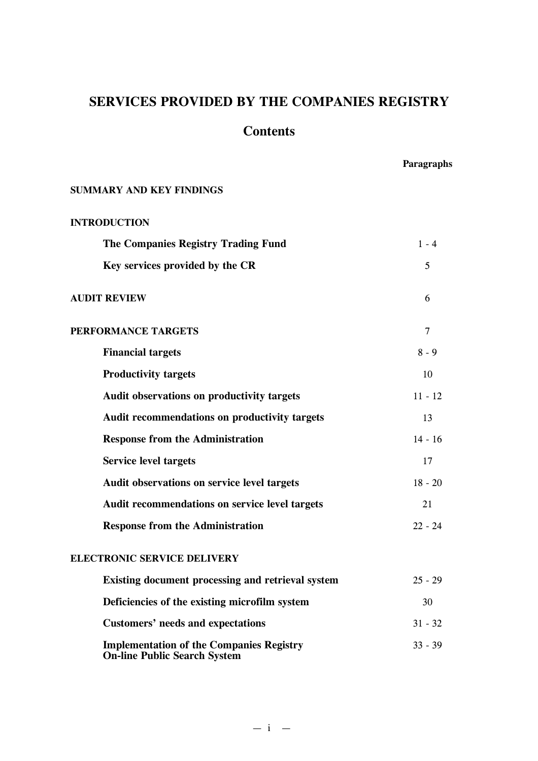# SERVICES PROVIDED BY THE COMPANIES REGISTRY

## Contents

| | Paragraphs |
|---|---|
| **SUMMARY AND KEY FINDINGS** | |
| **INTRODUCTION** | |
| **The Companies Registry Trading Fund** | 1 - 4 |
| **Key services provided by the CR** | 5 |
| **AUDIT REVIEW** | 6 |
| **PERFORMANCE TARGETS** | 7 |
| **Financial targets** | 8 - 9 |
| **Productivity targets** | 10 |
| **Audit observations on productivity targets** | 11 - 12 |
| **Audit recommendations on productivity targets** | 13 |
| **Response from the Administration** | 14 - 16 |
| **Service level targets** | 17 |
| **Audit observations on service level targets** | 18 - 20 |
| **Audit recommendations on service level targets** | 21 |
| **Response from the Administration** | 22 - 24 |
| **ELECTRONIC SERVICE DELIVERY** | |
| **Existing document processing and retrieval system** | 25 - 29 |
| **Deficiencies of the existing microfilm system** | 30 |
| **Customers' needs and expectations** | 31 - 32 |
| **Implementation of the Companies Registry On-line Public Search System** | 33 - 39 |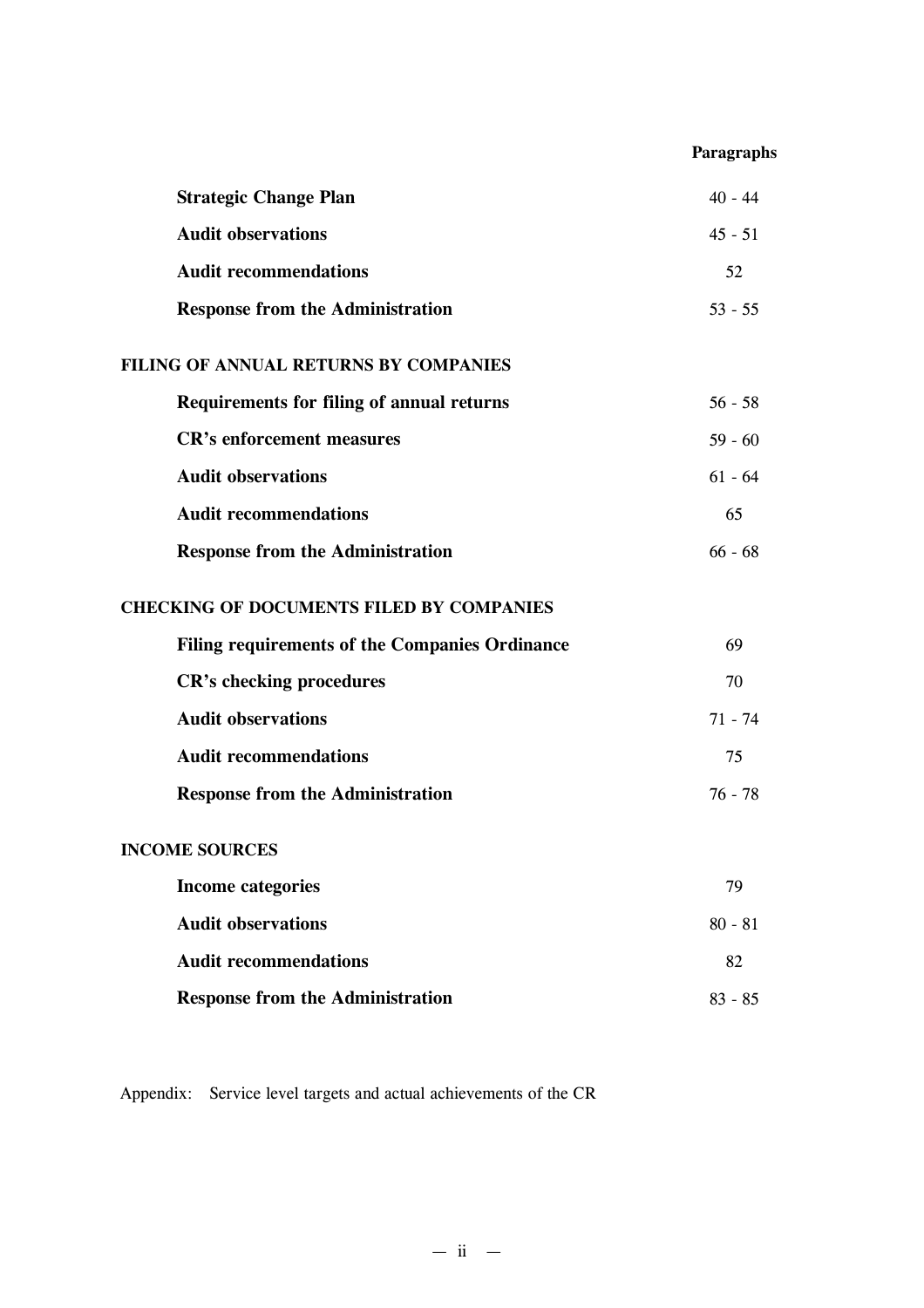| | Paragraphs |
|---|---|
| **Strategic Change Plan** | 40 - 44 |
| **Audit observations** | 45 - 51 |
| **Audit recommendations** | 52 |
| **Response from the Administration** | 53 - 55 |
| **FILING OF ANNUAL RETURNS BY COMPANIES** | |
| **Requirements for filing of annual returns** | 56 - 58 |
| **CR's enforcement measures** | 59 - 60 |
| **Audit observations** | 61 - 64 |
| **Audit recommendations** | 65 |
| **Response from the Administration** | 66 - 68 |
| **CHECKING OF DOCUMENTS FILED BY COMPANIES** | |
| **Filing requirements of the Companies Ordinance** | 69 |
| **CR's checking procedures** | 70 |
| **Audit observations** | 71 - 74 |
| **Audit recommendations** | 75 |
| **Response from the Administration** | 76 - 78 |
| **INCOME SOURCES** | |
| **Income categories** | 79 |
| **Audit observations** | 80 - 81 |
| **Audit recommendations** | 82 |
| **Response from the Administration** | 83 - 85 |

Appendix: Service level targets and actual achievements of the CR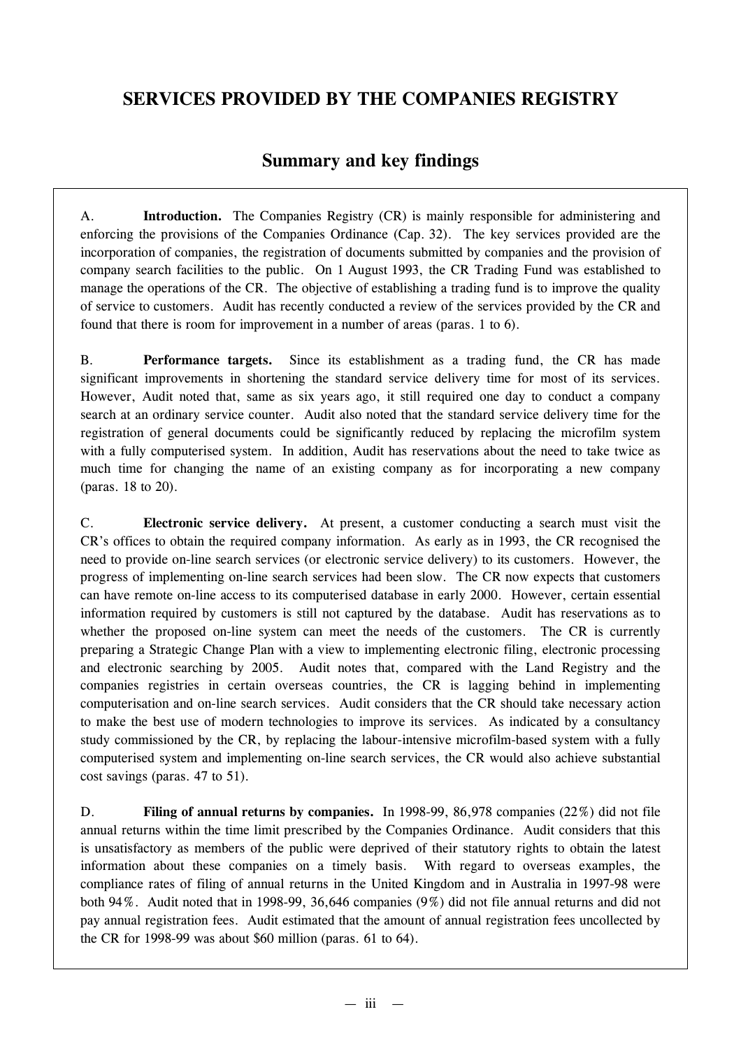# SERVICES PROVIDED BY THE COMPANIES REGISTRY

## Summary and key findings

A. **Introduction.** The Companies Registry (CR) is mainly responsible for administering and enforcing the provisions of the Companies Ordinance (Cap. 32). The key services provided are the incorporation of companies, the registration of documents submitted by companies and the provision of company search facilities to the public. On 1 August 1993, the CR Trading Fund was established to manage the operations of the CR. The objective of establishing a trading fund is to improve the quality of service to customers. Audit has recently conducted a review of the services provided by the CR and found that there is room for improvement in a number of areas (paras. 1 to 6).

B. **Performance targets.** Since its establishment as a trading fund, the CR has made significant improvements in shortening the standard service delivery time for most of its services. However, Audit noted that, same as six years ago, it still required one day to conduct a company search at an ordinary service counter. Audit also noted that the standard service delivery time for the registration of general documents could be significantly reduced by replacing the microfilm system with a fully computerised system. In addition, Audit has reservations about the need to take twice as much time for changing the name of an existing company as for incorporating a new company (paras. 18 to 20).

C. **Electronic service delivery.** At present, a customer conducting a search must visit the CR's offices to obtain the required company information. As early as in 1993, the CR recognised the need to provide on-line search services (or electronic service delivery) to its customers. However, the progress of implementing on-line search services had been slow. The CR now expects that customers can have remote on-line access to its computerised database in early 2000. However, certain essential information required by customers is still not captured by the database. Audit has reservations as to whether the proposed on-line system can meet the needs of the customers. The CR is currently preparing a Strategic Change Plan with a view to implementing electronic filing, electronic processing and electronic searching by 2005. Audit notes that, compared with the Land Registry and the companies registries in certain overseas countries, the CR is lagging behind in implementing computerisation and on-line search services. Audit considers that the CR should take necessary action to make the best use of modern technologies to improve its services. As indicated by a consultancy study commissioned by the CR, by replacing the labour-intensive microfilm-based system with a fully computerised system and implementing on-line search services, the CR would also achieve substantial cost savings (paras. 47 to 51).

D. **Filing of annual returns by companies.** In 1998-99, 86,978 companies (22%) did not file annual returns within the time limit prescribed by the Companies Ordinance. Audit considers that this is unsatisfactory as members of the public were deprived of their statutory rights to obtain the latest information about these companies on a timely basis. With regard to overseas examples, the compliance rates of filing of annual returns in the United Kingdom and in Australia in 1997-98 were both 94%. Audit noted that in 1998-99, 36,646 companies (9%) did not file annual returns and did not pay annual registration fees. Audit estimated that the amount of annual registration fees uncollected by the CR for 1998-99 was about $60 million (paras. 61 to 64).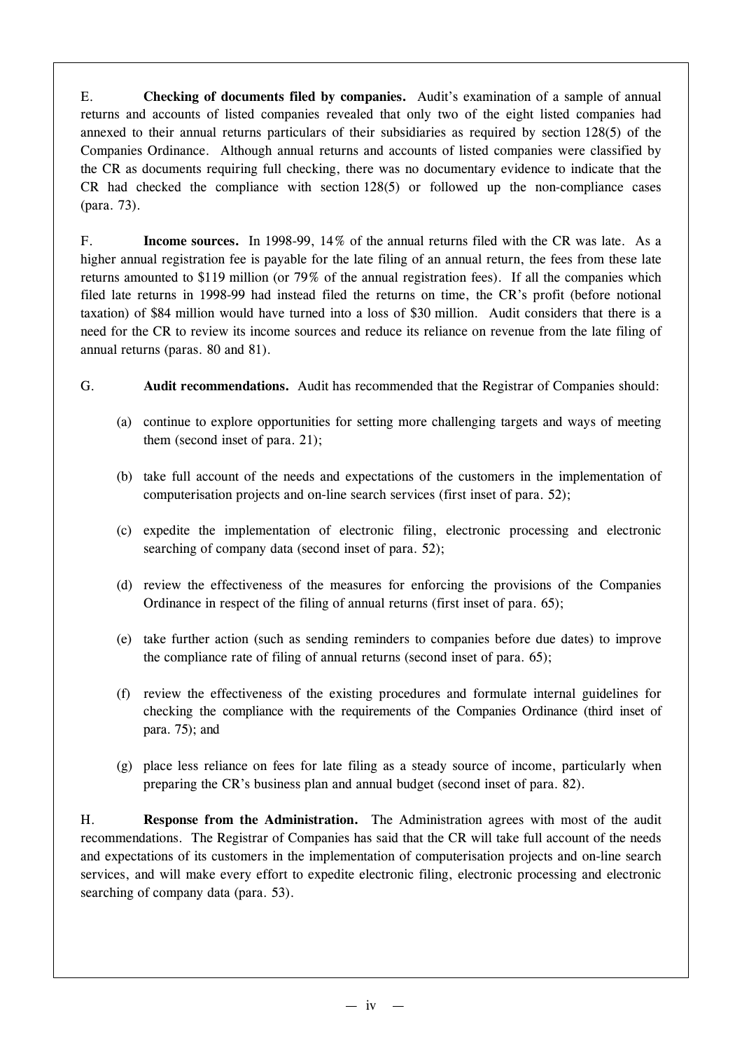E. **Checking of documents filed by companies.** Audit's examination of a sample of annual returns and accounts of listed companies revealed that only two of the eight listed companies had annexed to their annual returns particulars of their subsidiaries as required by section 128(5) of the Companies Ordinance. Although annual returns and accounts of listed companies were classified by the CR as documents requiring full checking, there was no documentary evidence to indicate that the CR had checked the compliance with section 128(5) or followed up the non-compliance cases (para. 73).

F. **Income sources.** In 1998-99, 14% of the annual returns filed with the CR was late. As a higher annual registration fee is payable for the late filing of an annual return, the fees from these late returns amounted to $119 million (or 79% of the annual registration fees). If all the companies which filed late returns in 1998-99 had instead filed the returns on time, the CR's profit (before notional taxation) of $84 million would have turned into a loss of $30 million. Audit considers that there is a need for the CR to review its income sources and reduce its reliance on revenue from the late filing of annual returns (paras. 80 and 81).

G. **Audit recommendations.** Audit has recommended that the Registrar of Companies should:

(a) continue to explore opportunities for setting more challenging targets and ways of meeting them (second inset of para. 21);

(b) take full account of the needs and expectations of the customers in the implementation of computerisation projects and on-line search services (first inset of para. 52);

(c) expedite the implementation of electronic filing, electronic processing and electronic searching of company data (second inset of para. 52);

(d) review the effectiveness of the measures for enforcing the provisions of the Companies Ordinance in respect of the filing of annual returns (first inset of para. 65);

(e) take further action (such as sending reminders to companies before due dates) to improve the compliance rate of filing of annual returns (second inset of para. 65);

(f) review the effectiveness of the existing procedures and formulate internal guidelines for checking the compliance with the requirements of the Companies Ordinance (third inset of para. 75); and

(g) place less reliance on fees for late filing as a steady source of income, particularly when preparing the CR's business plan and annual budget (second inset of para. 82).

H. **Response from the Administration.** The Administration agrees with most of the audit recommendations. The Registrar of Companies has said that the CR will take full account of the needs and expectations of its customers in the implementation of computerisation projects and on-line search services, and will make every effort to expedite electronic filing, electronic processing and electronic searching of company data (para. 53).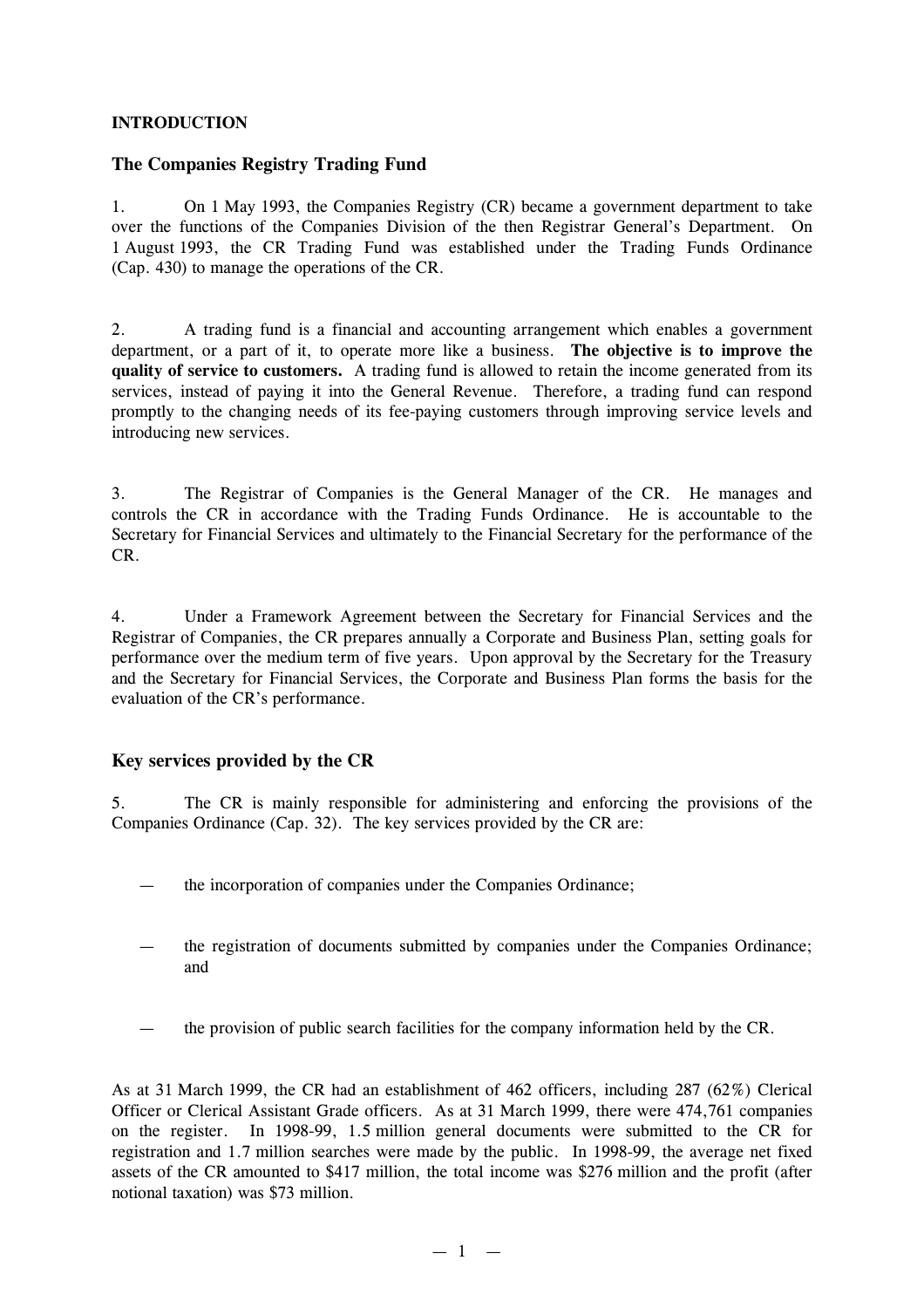## INTRODUCTION

### The Companies Registry Trading Fund

1. On 1 May 1993, the Companies Registry (CR) became a government department to take over the functions of the Companies Division of the then Registrar General's Department. On 1 August 1993, the CR Trading Fund was established under the Trading Funds Ordinance (Cap. 430) to manage the operations of the CR.

2. A trading fund is a financial and accounting arrangement which enables a government department, or a part of it, to operate more like a business. **The objective is to improve the quality of service to customers.** A trading fund is allowed to retain the income generated from its services, instead of paying it into the General Revenue. Therefore, a trading fund can respond promptly to the changing needs of its fee-paying customers through improving service levels and introducing new services.

3. The Registrar of Companies is the General Manager of the CR. He manages and controls the CR in accordance with the Trading Funds Ordinance. He is accountable to the Secretary for Financial Services and ultimately to the Financial Secretary for the performance of the CR.

4. Under a Framework Agreement between the Secretary for Financial Services and the Registrar of Companies, the CR prepares annually a Corporate and Business Plan, setting goals for performance over the medium term of five years. Upon approval by the Secretary for the Treasury and the Secretary for Financial Services, the Corporate and Business Plan forms the basis for the evaluation of the CR's performance.

### Key services provided by the CR

5. The CR is mainly responsible for administering and enforcing the provisions of the Companies Ordinance (Cap. 32). The key services provided by the CR are:

— the incorporation of companies under the Companies Ordinance;

— the registration of documents submitted by companies under the Companies Ordinance; and

— the provision of public search facilities for the company information held by the CR.

As at 31 March 1999, the CR had an establishment of 462 officers, including 287 (62%) Clerical Officer or Clerical Assistant Grade officers. As at 31 March 1999, there were 474,761 companies on the register. In 1998-99, 1.5 million general documents were submitted to the CR for registration and 1.7 million searches were made by the public. In 1998-99, the average net fixed assets of the CR amounted to $417 million, the total income was $276 million and the profit (after notional taxation) was $73 million.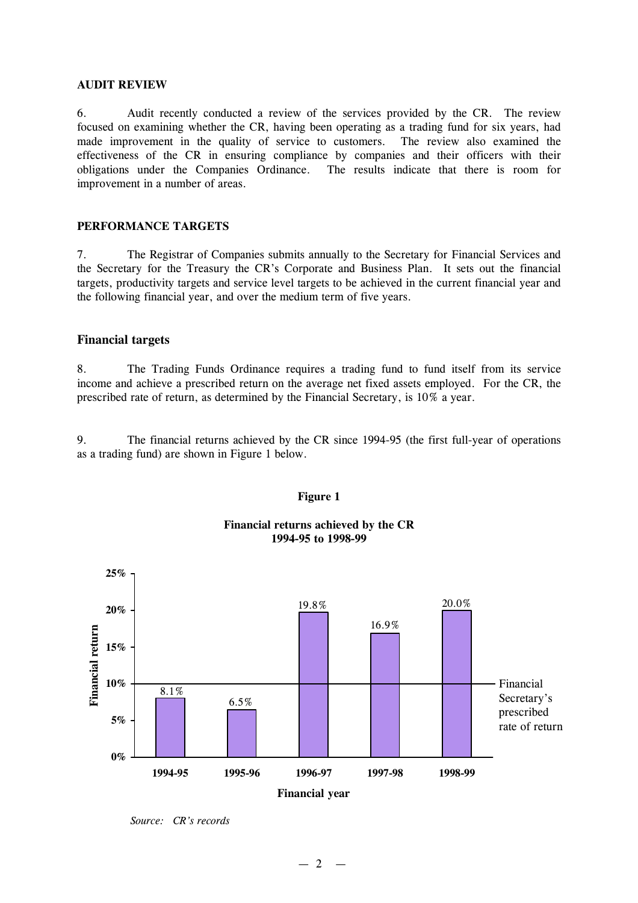**AUDIT REVIEW**

6. Audit recently conducted a review of the services provided by the CR. The review focused on examining whether the CR, having been operating as a trading fund for six years, had made improvement in the quality of service to customers. The review also examined the effectiveness of the CR in ensuring compliance by companies and their officers with their obligations under the Companies Ordinance. The results indicate that there is room for improvement in a number of areas.

**PERFORMANCE TARGETS**

7. The Registrar of Companies submits annually to the Secretary for Financial Services and the Secretary for the Treasury the CR's Corporate and Business Plan. It sets out the financial targets, productivity targets and service level targets to be achieved in the current financial year and the following financial year, and over the medium term of five years.

## Financial targets

8. The Trading Funds Ordinance requires a trading fund to fund itself from its service income and achieve a prescribed return on the average net fixed assets employed. For the CR, the prescribed rate of return, as determined by the Financial Secretary, is 10% a year.

9. The financial returns achieved by the CR since 1994-95 (the first full-year of operations as a trading fund) are shown in Figure 1 below.

**Figure 1**

**Financial returns achieved by the CR 1994-95 to 1998-99**

| Financial year | Financial return |
|---|---|
| 1994-95 | 8.1% |
| 1995-96 | 6.5% |
| 1996-97 | 19.8% |
| 1997-98 | 16.9% |
| 1998-99 | 20.0% |

Financial Secretary's prescribed rate of return: 10%

*Source: CR's records*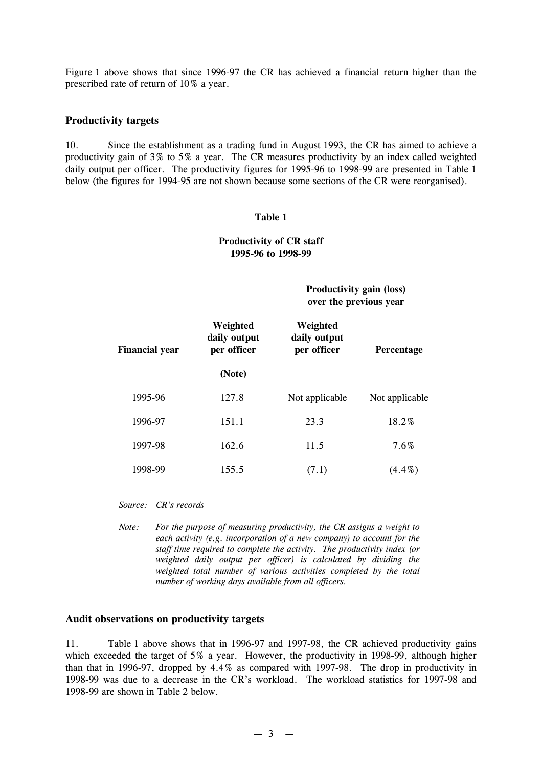Figure 1 above shows that since 1996-97 the CR has achieved a financial return higher than the prescribed rate of return of 10% a year.

### Productivity targets

10. Since the establishment as a trading fund in August 1993, the CR has aimed to achieve a productivity gain of 3% to 5% a year. The CR measures productivity by an index called weighted daily output per officer. The productivity figures for 1995-96 to 1998-99 are presented in Table 1 below (the figures for 1994-95 are not shown because some sections of the CR were reorganised).

**Table 1**

**Productivity of CR staff 1995-96 to 1998-99**

| Financial year | Weighted daily output per officer (Note) | Productivity gain (loss) over the previous year | |
|---|---|---|---|
| | | **Weighted daily output per officer** | **Percentage** |
| 1995-96 | 127.8 | Not applicable | Not applicable |
| 1996-97 | 151.1 | 23.3 | 18.2% |
| 1997-98 | 162.6 | 11.5 | 7.6% |
| 1998-99 | 155.5 | (7.1) | (4.4%) |

*Source: CR's records*

*Note: For the purpose of measuring productivity, the CR assigns a weight to each activity (e.g. incorporation of a new company) to account for the staff time required to complete the activity. The productivity index (or weighted daily output per officer) is calculated by dividing the weighted total number of various activities completed by the total number of working days available from all officers.*

### Audit observations on productivity targets

11. Table 1 above shows that in 1996-97 and 1997-98, the CR achieved productivity gains which exceeded the target of 5% a year. However, the productivity in 1998-99, although higher than that in 1996-97, dropped by 4.4% as compared with 1997-98. The drop in productivity in 1998-99 was due to a decrease in the CR's workload. The workload statistics for 1997-98 and 1998-99 are shown in Table 2 below.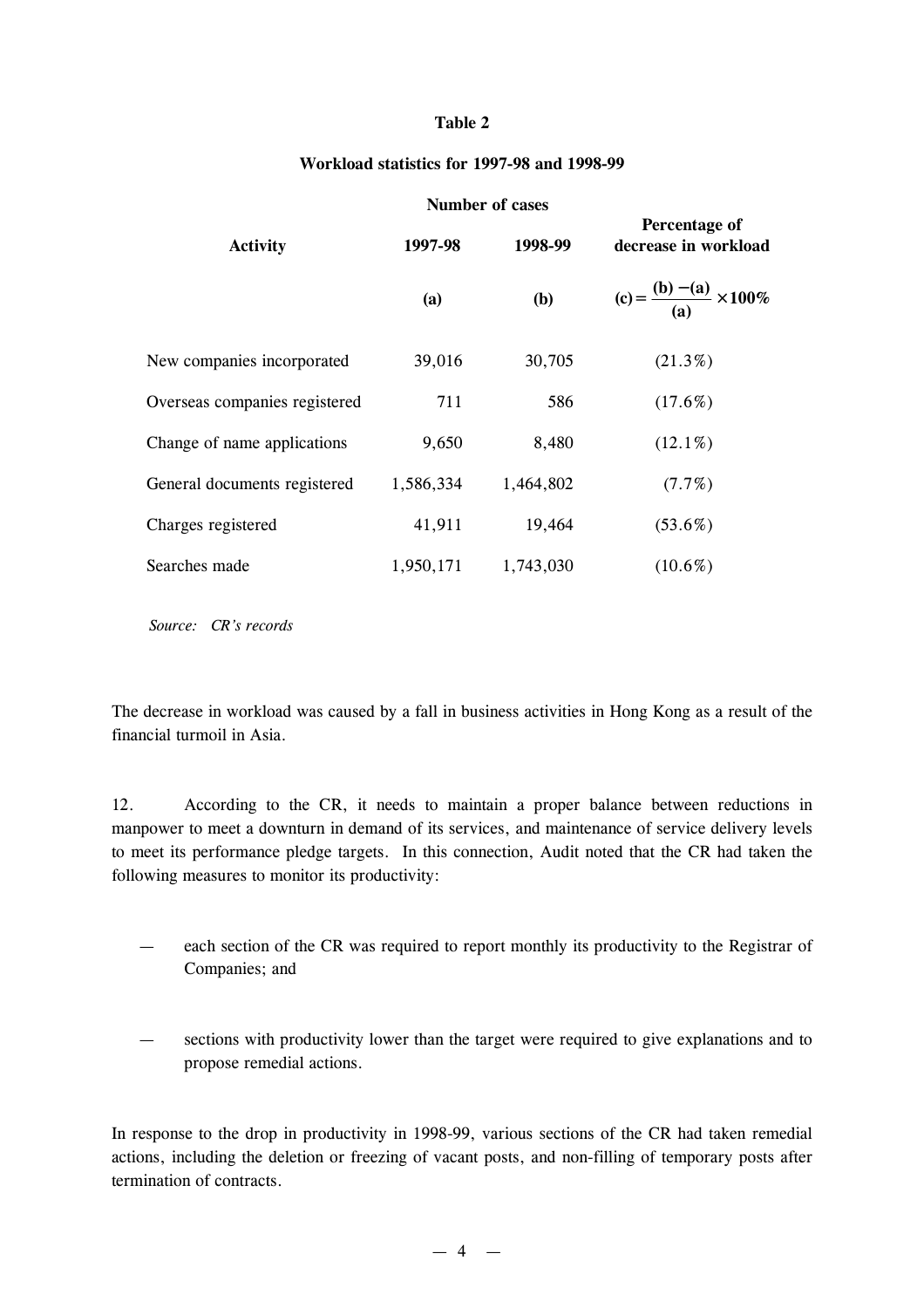**Table 2**

**Workload statistics for 1997-98 and 1998-99**

| Activity | Number of cases | | Percentage of decrease in workload |
|---|---|---|---|
| | **1997-98** | **1998-99** | |
| | **(a)** | **(b)** | $(c) = \frac{(b) - (a)}{(a)} \times 100\%$ |
| New companies incorporated | 39,016 | 30,705 | (21.3%) |
| Overseas companies registered | 711 | 586 | (17.6%) |
| Change of name applications | 9,650 | 8,480 | (12.1%) |
| General documents registered | 1,586,334 | 1,464,802 | (7.7%) |
| Charges registered | 41,911 | 19,464 | (53.6%) |
| Searches made | 1,950,171 | 1,743,030 | (10.6%) |

*Source: CR's records*

The decrease in workload was caused by a fall in business activities in Hong Kong as a result of the financial turmoil in Asia.

12. According to the CR, it needs to maintain a proper balance between reductions in manpower to meet a downturn in demand of its services, and maintenance of service delivery levels to meet its performance pledge targets. In this connection, Audit noted that the CR had taken the following measures to monitor its productivity:

— each section of the CR was required to report monthly its productivity to the Registrar of Companies; and

— sections with productivity lower than the target were required to give explanations and to propose remedial actions.

In response to the drop in productivity in 1998-99, various sections of the CR had taken remedial actions, including the deletion or freezing of vacant posts, and non-filling of temporary posts after termination of contracts.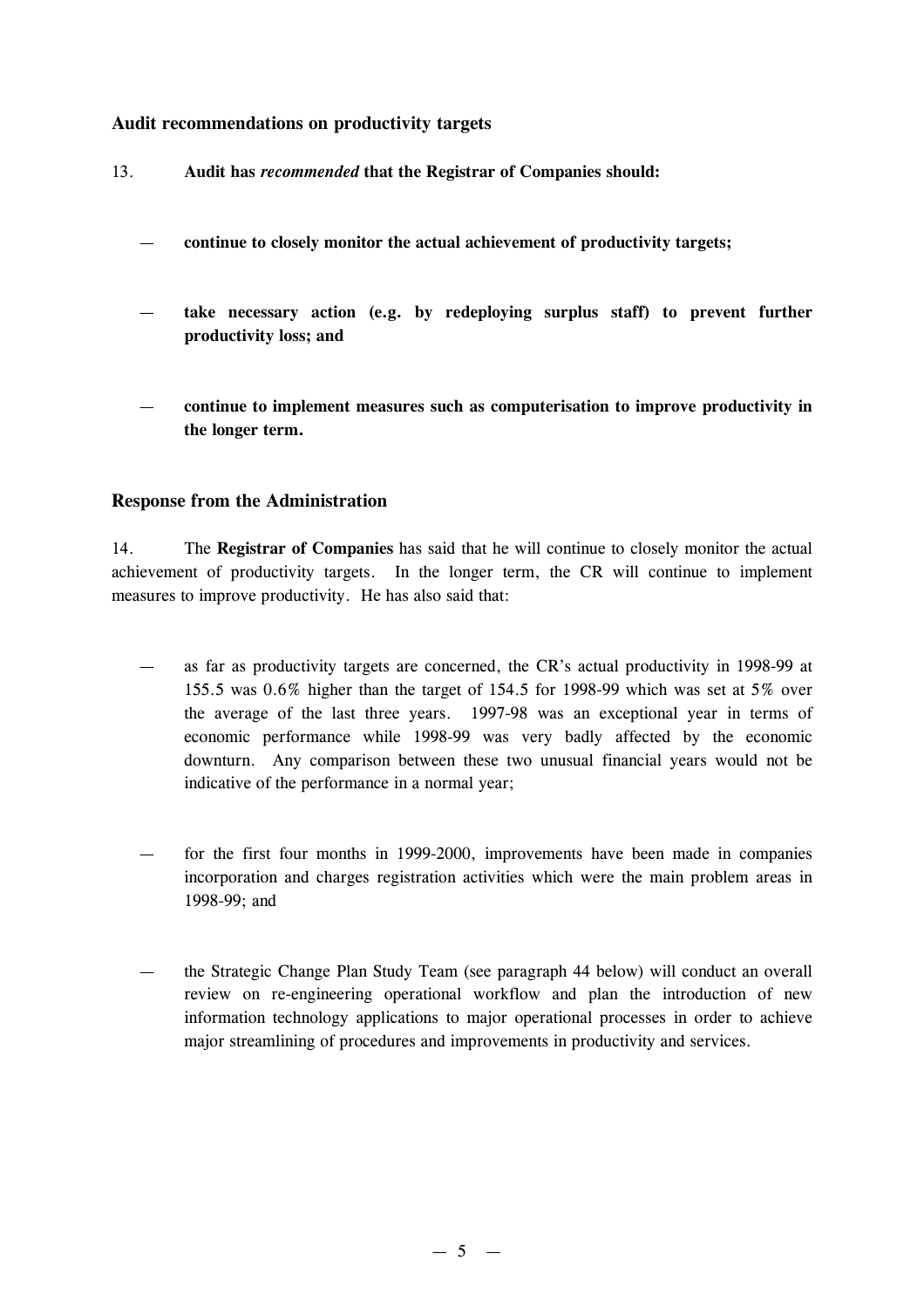### Audit recommendations on productivity targets

13. **Audit has *recommended* that the Registrar of Companies should:**

- **continue to closely monitor the actual achievement of productivity targets;**

- **take necessary action (e.g. by redeploying surplus staff) to prevent further productivity loss; and**

- **continue to implement measures such as computerisation to improve productivity in the longer term.**

### Response from the Administration

14. The **Registrar of Companies** has said that he will continue to closely monitor the actual achievement of productivity targets. In the longer term, the CR will continue to implement measures to improve productivity. He has also said that:

- as far as productivity targets are concerned, the CR's actual productivity in 1998-99 at 155.5 was 0.6% higher than the target of 154.5 for 1998-99 which was set at 5% over the average of the last three years. 1997-98 was an exceptional year in terms of economic performance while 1998-99 was very badly affected by the economic downturn. Any comparison between these two unusual financial years would not be indicative of the performance in a normal year;

- for the first four months in 1999-2000, improvements have been made in companies incorporation and charges registration activities which were the main problem areas in 1998-99; and

- the Strategic Change Plan Study Team (see paragraph 44 below) will conduct an overall review on re-engineering operational workflow and plan the introduction of new information technology applications to major operational processes in order to achieve major streamlining of procedures and improvements in productivity and services.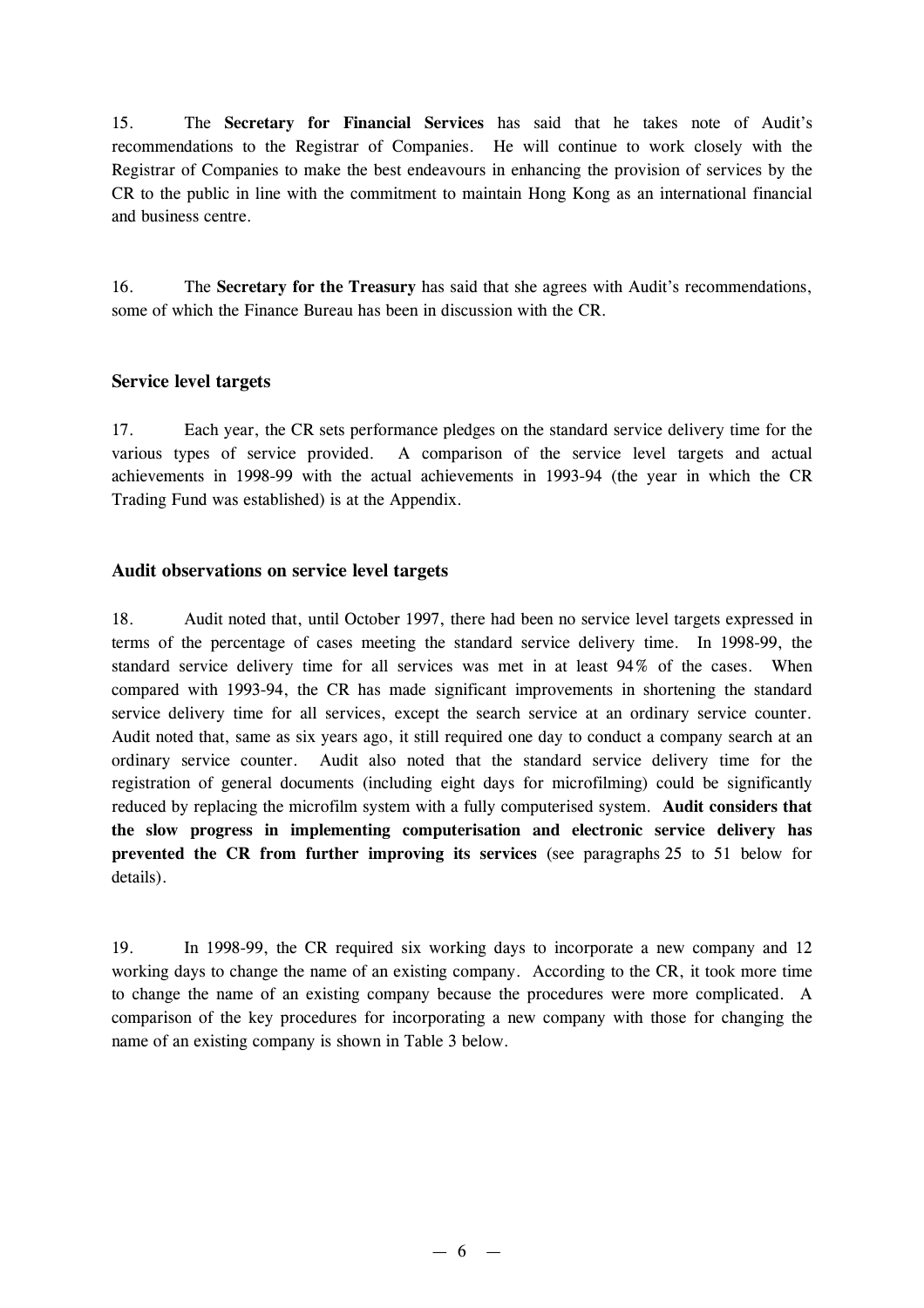15. The **Secretary for Financial Services** has said that he takes note of Audit's recommendations to the Registrar of Companies. He will continue to work closely with the Registrar of Companies to make the best endeavours in enhancing the provision of services by the CR to the public in line with the commitment to maintain Hong Kong as an international financial and business centre.

16. The **Secretary for the Treasury** has said that she agrees with Audit's recommendations, some of which the Finance Bureau has been in discussion with the CR.

### Service level targets

17. Each year, the CR sets performance pledges on the standard service delivery time for the various types of service provided. A comparison of the service level targets and actual achievements in 1998-99 with the actual achievements in 1993-94 (the year in which the CR Trading Fund was established) is at the Appendix.

### Audit observations on service level targets

18. Audit noted that, until October 1997, there had been no service level targets expressed in terms of the percentage of cases meeting the standard service delivery time. In 1998-99, the standard service delivery time for all services was met in at least 94% of the cases. When compared with 1993-94, the CR has made significant improvements in shortening the standard service delivery time for all services, except the search service at an ordinary service counter. Audit noted that, same as six years ago, it still required one day to conduct a company search at an ordinary service counter. Audit also noted that the standard service delivery time for the registration of general documents (including eight days for microfilming) could be significantly reduced by replacing the microfilm system with a fully computerised system. **Audit considers that the slow progress in implementing computerisation and electronic service delivery has prevented the CR from further improving its services** (see paragraphs 25 to 51 below for details).

19. In 1998-99, the CR required six working days to incorporate a new company and 12 working days to change the name of an existing company. According to the CR, it took more time to change the name of an existing company because the procedures were more complicated. A comparison of the key procedures for incorporating a new company with those for changing the name of an existing company is shown in Table 3 below.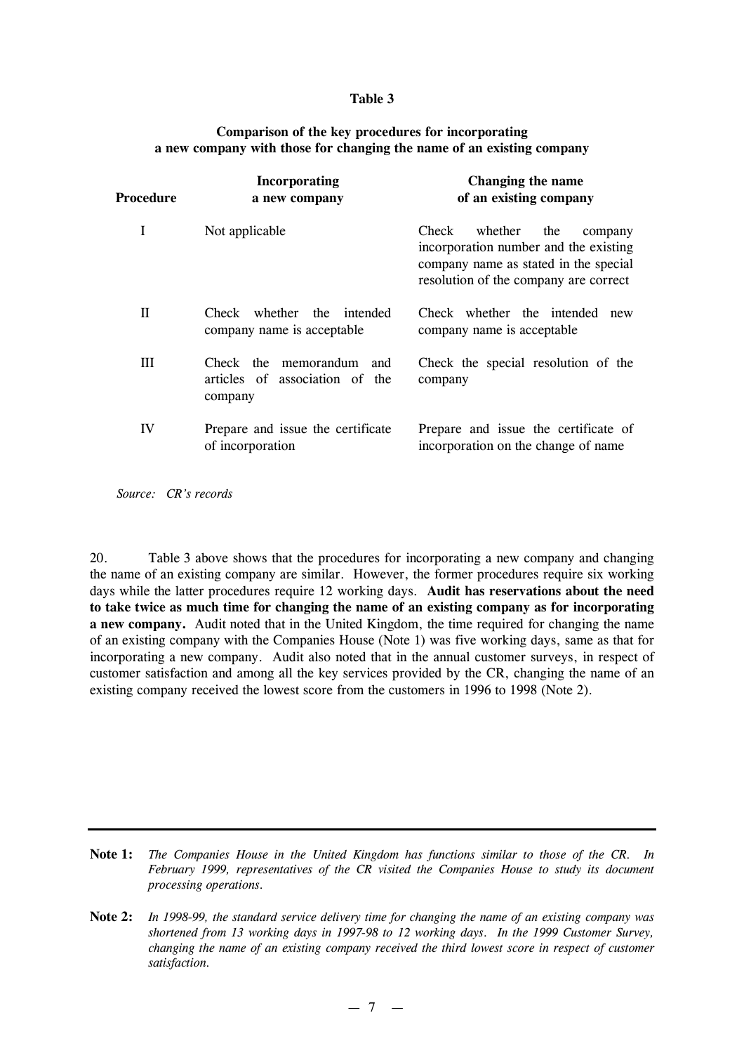**Table 3**

**Comparison of the key procedures for incorporating a new company with those for changing the name of an existing company**

| Procedure | Incorporating a new company | Changing the name of an existing company |
|---|---|---|
| I | Not applicable | Check whether the company incorporation number and the existing company name as stated in the special resolution of the company are correct |
| II | Check whether the intended company name is acceptable | Check whether the intended new company name is acceptable |
| III | Check the memorandum and articles of association of the company | Check the special resolution of the company |
| IV | Prepare and issue the certificate of incorporation | Prepare and issue the certificate of incorporation on the change of name |

*Source: CR's records*

20. Table 3 above shows that the procedures for incorporating a new company and changing the name of an existing company are similar. However, the former procedures require six working days while the latter procedures require 12 working days. **Audit has reservations about the need to take twice as much time for changing the name of an existing company as for incorporating a new company.** Audit noted that in the United Kingdom, the time required for changing the name of an existing company with the Companies House (Note 1) was five working days, same as that for incorporating a new company. Audit also noted that in the annual customer surveys, in respect of customer satisfaction and among all the key services provided by the CR, changing the name of an existing company received the lowest score from the customers in 1996 to 1998 (Note 2).

---

**Note 1:** *The Companies House in the United Kingdom has functions similar to those of the CR. In February 1999, representatives of the CR visited the Companies House to study its document processing operations.*

**Note 2:** *In 1998-99, the standard service delivery time for changing the name of an existing company was shortened from 13 working days in 1997-98 to 12 working days. In the 1999 Customer Survey, changing the name of an existing company received the third lowest score in respect of customer satisfaction.*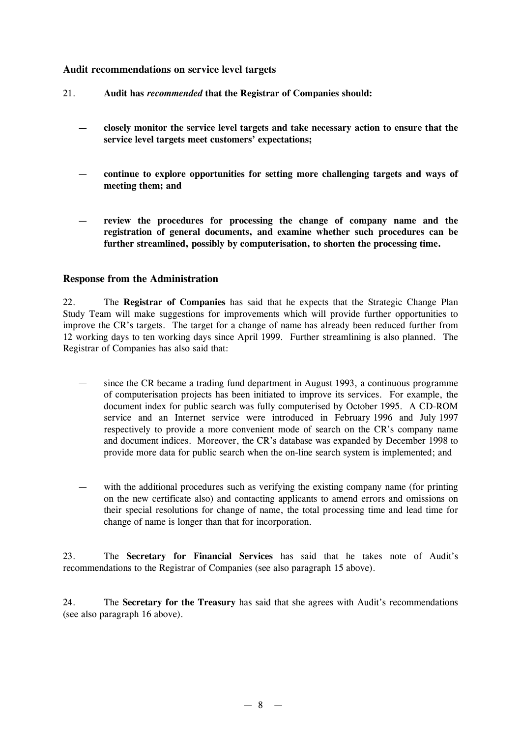### Audit recommendations on service level targets

21. **Audit has *recommended* that the Registrar of Companies should:**

- **closely monitor the service level targets and take necessary action to ensure that the service level targets meet customers' expectations;**

- **continue to explore opportunities for setting more challenging targets and ways of meeting them; and**

- **review the procedures for processing the change of company name and the registration of general documents, and examine whether such procedures can be further streamlined, possibly by computerisation, to shorten the processing time.**

### Response from the Administration

22. The **Registrar of Companies** has said that he expects that the Strategic Change Plan Study Team will make suggestions for improvements which will provide further opportunities to improve the CR's targets. The target for a change of name has already been reduced further from 12 working days to ten working days since April 1999. Further streamlining is also planned. The Registrar of Companies has also said that:

- since the CR became a trading fund department in August 1993, a continuous programme of computerisation projects has been initiated to improve its services. For example, the document index for public search was fully computerised by October 1995. A CD-ROM service and an Internet service were introduced in February 1996 and July 1997 respectively to provide a more convenient mode of search on the CR's company name and document indices. Moreover, the CR's database was expanded by December 1998 to provide more data for public search when the on-line search system is implemented; and

- with the additional procedures such as verifying the existing company name (for printing on the new certificate also) and contacting applicants to amend errors and omissions on their special resolutions for change of name, the total processing time and lead time for change of name is longer than that for incorporation.

23. The **Secretary for Financial Services** has said that he takes note of Audit's recommendations to the Registrar of Companies (see also paragraph 15 above).

24. The **Secretary for the Treasury** has said that she agrees with Audit's recommendations (see also paragraph 16 above).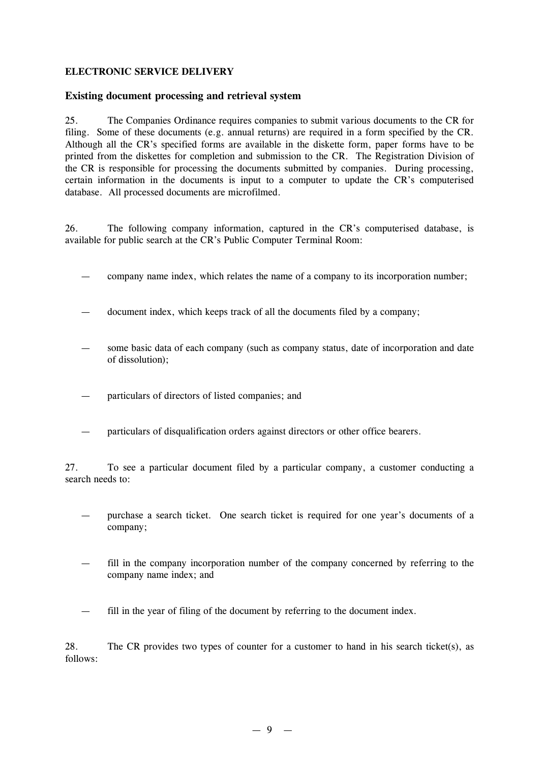**ELECTRONIC SERVICE DELIVERY**

### Existing document processing and retrieval system

25. The Companies Ordinance requires companies to submit various documents to the CR for filing. Some of these documents (e.g. annual returns) are required in a form specified by the CR. Although all the CR's specified forms are available in the diskette form, paper forms have to be printed from the diskettes for completion and submission to the CR. The Registration Division of the CR is responsible for processing the documents submitted by companies. During processing, certain information in the documents is input to a computer to update the CR's computerised database. All processed documents are microfilmed.

26. The following company information, captured in the CR's computerised database, is available for public search at the CR's Public Computer Terminal Room:

- company name index, which relates the name of a company to its incorporation number;
- document index, which keeps track of all the documents filed by a company;
- some basic data of each company (such as company status, date of incorporation and date of dissolution);
- particulars of directors of listed companies; and
- particulars of disqualification orders against directors or other office bearers.

27. To see a particular document filed by a particular company, a customer conducting a search needs to:

- purchase a search ticket. One search ticket is required for one year's documents of a company;
- fill in the company incorporation number of the company concerned by referring to the company name index; and
- fill in the year of filing of the document by referring to the document index.

28. The CR provides two types of counter for a customer to hand in his search ticket(s), as follows: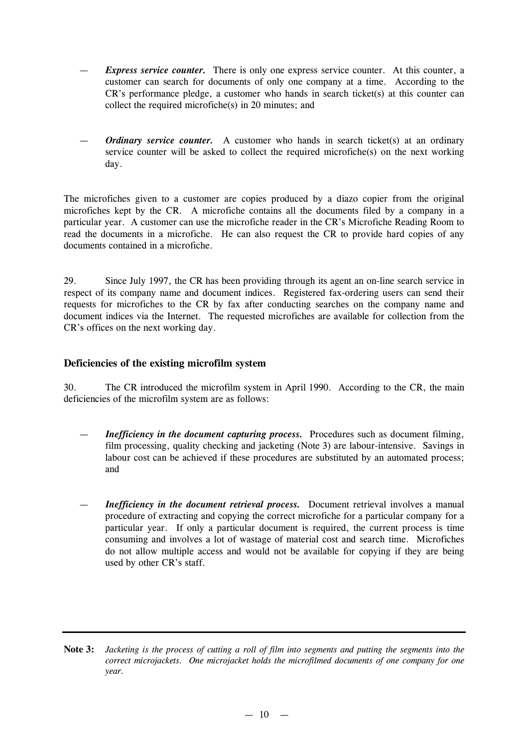— ***Express service counter.*** There is only one express service counter. At this counter, a customer can search for documents of only one company at a time. According to the CR's performance pledge, a customer who hands in search ticket(s) at this counter can collect the required microfiche(s) in 20 minutes; and

— ***Ordinary service counter.*** A customer who hands in search ticket(s) at an ordinary service counter will be asked to collect the required microfiche(s) on the next working day.

The microfiches given to a customer are copies produced by a diazo copier from the original microfiches kept by the CR. A microfiche contains all the documents filed by a company in a particular year. A customer can use the microfiche reader in the CR's Microfiche Reading Room to read the documents in a microfiche. He can also request the CR to provide hard copies of any documents contained in a microfiche.

29. Since July 1997, the CR has been providing through its agent an on-line search service in respect of its company name and document indices. Registered fax-ordering users can send their requests for microfiches to the CR by fax after conducting searches on the company name and document indices via the Internet. The requested microfiches are available for collection from the CR's offices on the next working day.

### Deficiencies of the existing microfilm system

30. The CR introduced the microfilm system in April 1990. According to the CR, the main deficiencies of the microfilm system are as follows:

— ***Inefficiency in the document capturing process.*** Procedures such as document filming, film processing, quality checking and jacketing (Note 3) are labour-intensive. Savings in labour cost can be achieved if these procedures are substituted by an automated process; and

— ***Inefficiency in the document retrieval process.*** Document retrieval involves a manual procedure of extracting and copying the correct microfiche for a particular company for a particular year. If only a particular document is required, the current process is time consuming and involves a lot of wastage of material cost and search time. Microfiches do not allow multiple access and would not be available for copying if they are being used by other CR's staff.

---

**Note 3:** *Jacketing is the process of cutting a roll of film into segments and putting the segments into the correct microjackets. One microjacket holds the microfilmed documents of one company for one year.*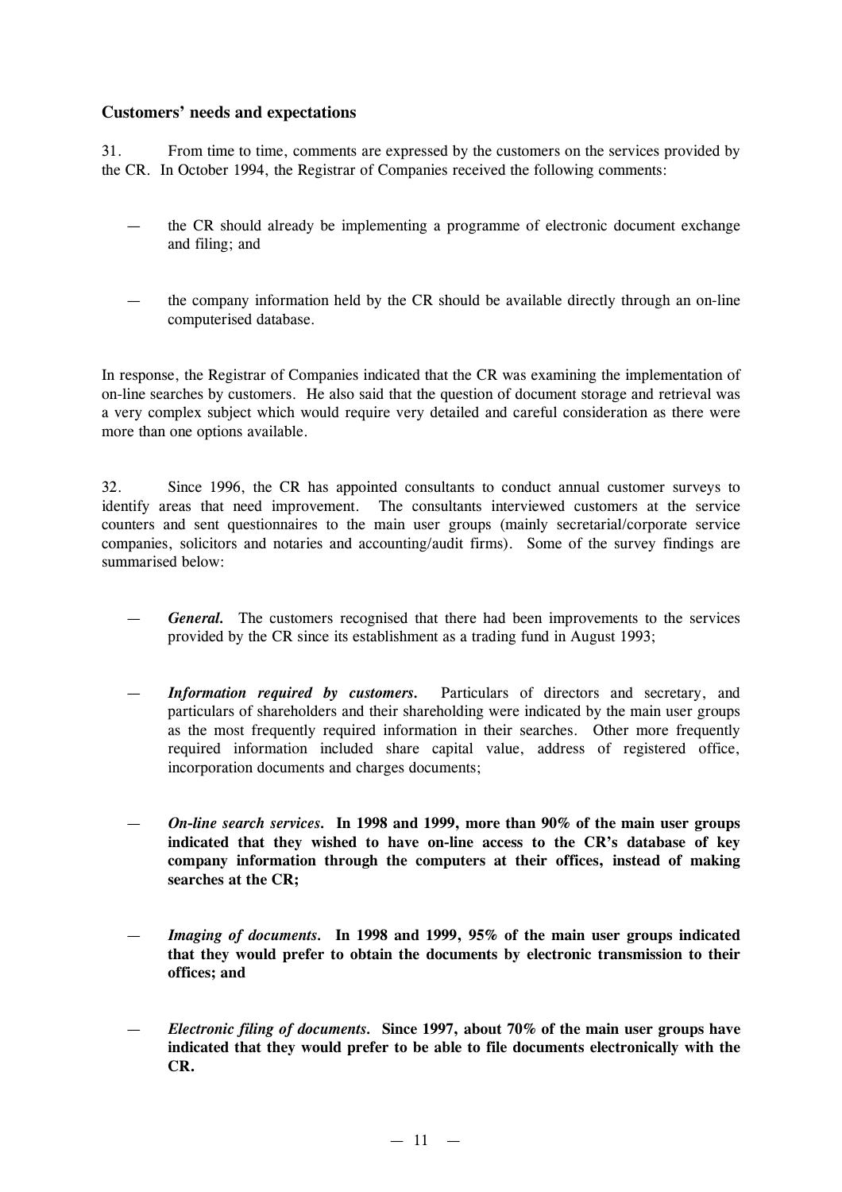### Customers' needs and expectations

31. From time to time, comments are expressed by the customers on the services provided by the CR. In October 1994, the Registrar of Companies received the following comments:

- the CR should already be implementing a programme of electronic document exchange and filing; and

- the company information held by the CR should be available directly through an on-line computerised database.

In response, the Registrar of Companies indicated that the CR was examining the implementation of on-line searches by customers. He also said that the question of document storage and retrieval was a very complex subject which would require very detailed and careful consideration as there were more than one options available.

32. Since 1996, the CR has appointed consultants to conduct annual customer surveys to identify areas that need improvement. The consultants interviewed customers at the service counters and sent questionnaires to the main user groups (mainly secretarial/corporate service companies, solicitors and notaries and accounting/audit firms). Some of the survey findings are summarised below:

- ***General.*** The customers recognised that there had been improvements to the services provided by the CR since its establishment as a trading fund in August 1993;

- ***Information required by customers.*** Particulars of directors and secretary, and particulars of shareholders and their shareholding were indicated by the main user groups as the most frequently required information in their searches. Other more frequently required information included share capital value, address of registered office, incorporation documents and charges documents;

- ***On-line search services.*** **In 1998 and 1999, more than 90% of the main user groups indicated that they wished to have on-line access to the CR's database of key company information through the computers at their offices, instead of making searches at the CR;**

- ***Imaging of documents.*** **In 1998 and 1999, 95% of the main user groups indicated that they would prefer to obtain the documents by electronic transmission to their offices; and**

- ***Electronic filing of documents.*** **Since 1997, about 70% of the main user groups have indicated that they would prefer to be able to file documents electronically with the CR.**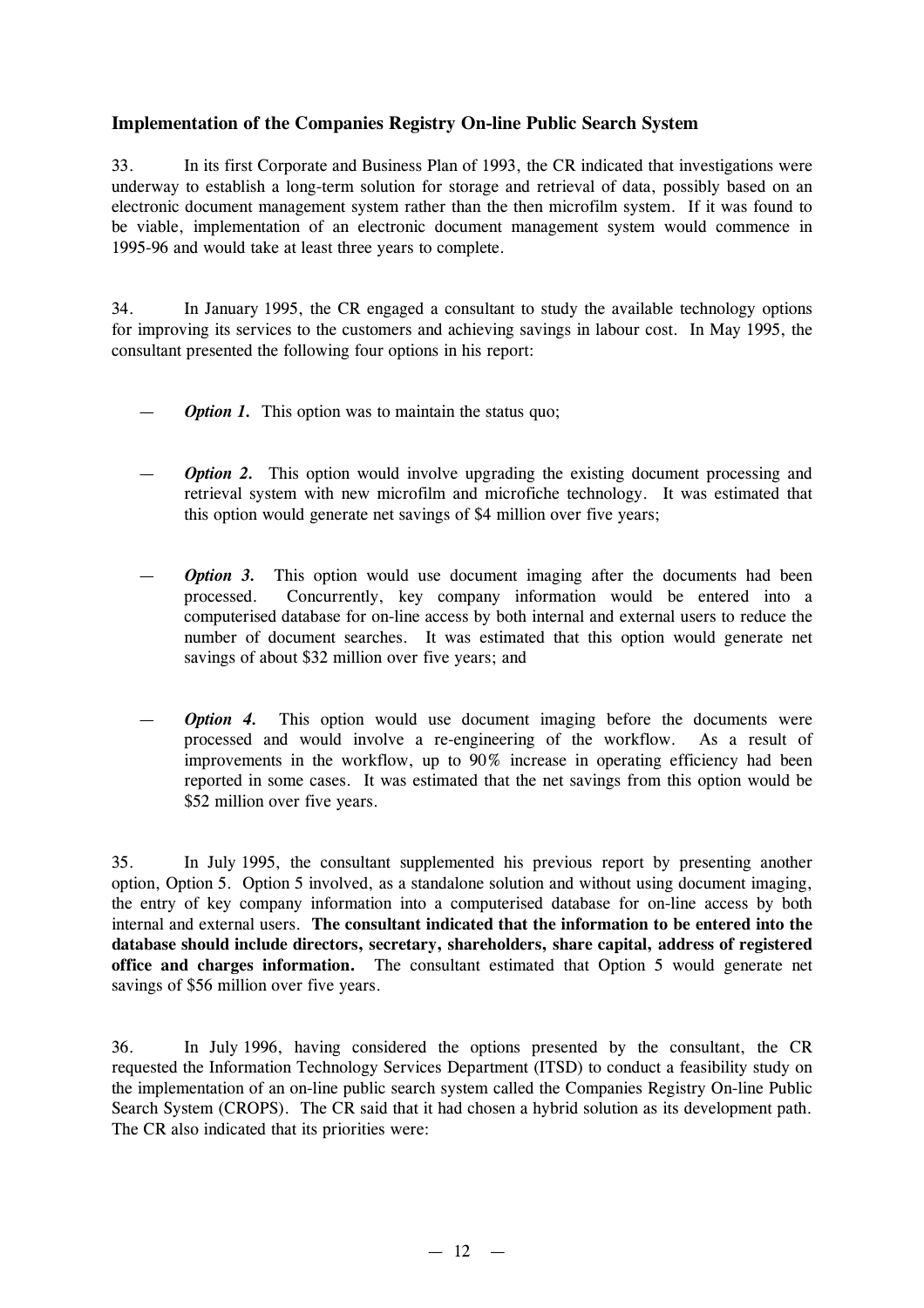### Implementation of the Companies Registry On-line Public Search System

33. In its first Corporate and Business Plan of 1993, the CR indicated that investigations were underway to establish a long-term solution for storage and retrieval of data, possibly based on an electronic document management system rather than the then microfilm system. If it was found to be viable, implementation of an electronic document management system would commence in 1995-96 and would take at least three years to complete.

34. In January 1995, the CR engaged a consultant to study the available technology options for improving its services to the customers and achieving savings in labour cost. In May 1995, the consultant presented the following four options in his report:

— ***Option 1.*** This option was to maintain the status quo;

— ***Option 2.*** This option would involve upgrading the existing document processing and retrieval system with new microfilm and microfiche technology. It was estimated that this option would generate net savings of $4 million over five years;

— ***Option 3.*** This option would use document imaging after the documents had been processed. Concurrently, key company information would be entered into a computerised database for on-line access by both internal and external users to reduce the number of document searches. It was estimated that this option would generate net savings of about $32 million over five years; and

— ***Option 4.*** This option would use document imaging before the documents were processed and would involve a re-engineering of the workflow. As a result of improvements in the workflow, up to 90% increase in operating efficiency had been reported in some cases. It was estimated that the net savings from this option would be $52 million over five years.

35. In July 1995, the consultant supplemented his previous report by presenting another option, Option 5. Option 5 involved, as a standalone solution and without using document imaging, the entry of key company information into a computerised database for on-line access by both internal and external users. **The consultant indicated that the information to be entered into the database should include directors, secretary, shareholders, share capital, address of registered office and charges information.** The consultant estimated that Option 5 would generate net savings of $56 million over five years.

36. In July 1996, having considered the options presented by the consultant, the CR requested the Information Technology Services Department (ITSD) to conduct a feasibility study on the implementation of an on-line public search system called the Companies Registry On-line Public Search System (CROPS). The CR said that it had chosen a hybrid solution as its development path. The CR also indicated that its priorities were: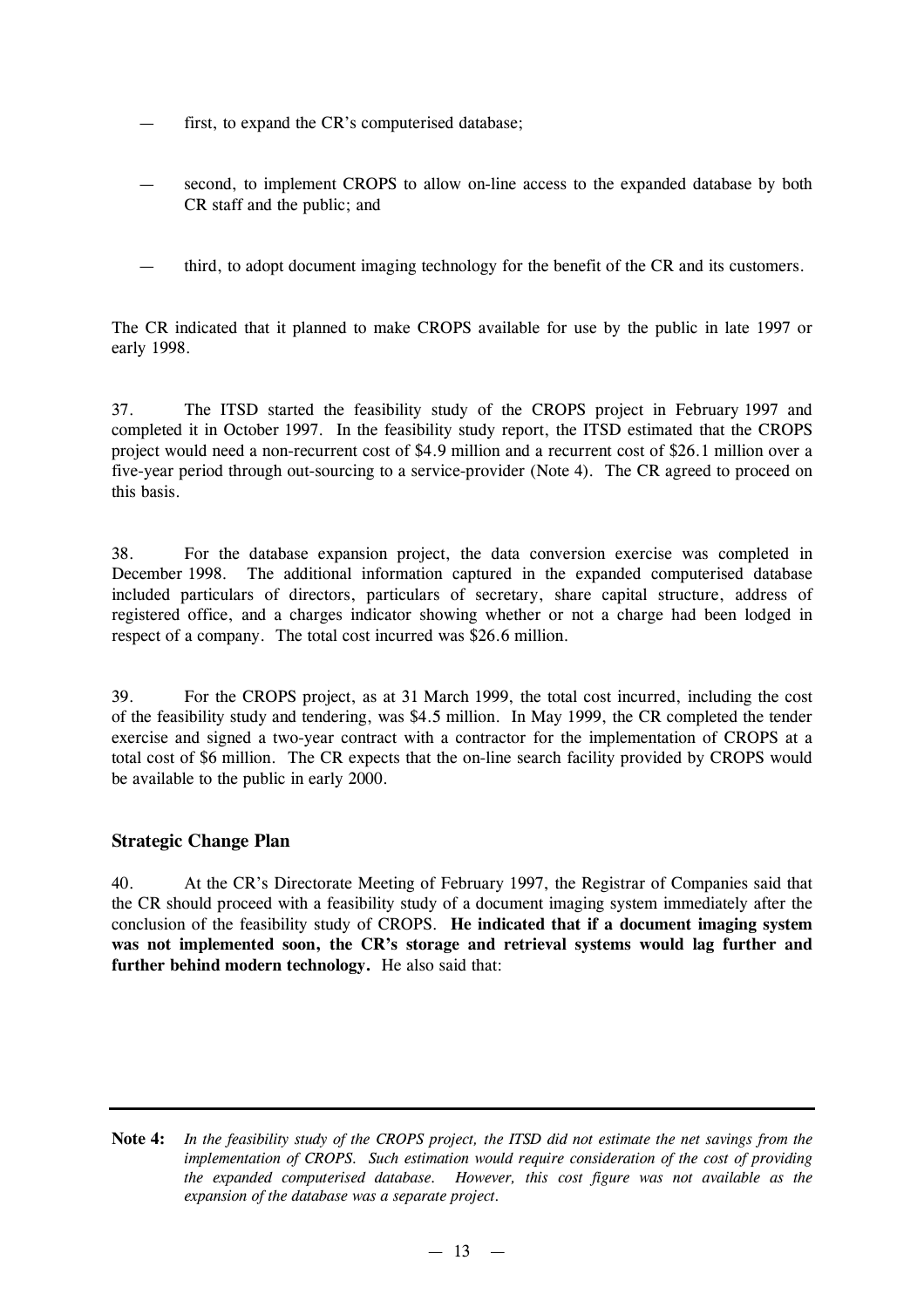- first, to expand the CR's computerised database;
- second, to implement CROPS to allow on-line access to the expanded database by both CR staff and the public; and
- third, to adopt document imaging technology for the benefit of the CR and its customers.

The CR indicated that it planned to make CROPS available for use by the public in late 1997 or early 1998.

37. The ITSD started the feasibility study of the CROPS project in February 1997 and completed it in October 1997. In the feasibility study report, the ITSD estimated that the CROPS project would need a non-recurrent cost of $4.9 million and a recurrent cost of $26.1 million over a five-year period through out-sourcing to a service-provider (Note 4). The CR agreed to proceed on this basis.

38. For the database expansion project, the data conversion exercise was completed in December 1998. The additional information captured in the expanded computerised database included particulars of directors, particulars of secretary, share capital structure, address of registered office, and a charges indicator showing whether or not a charge had been lodged in respect of a company. The total cost incurred was $26.6 million.

39. For the CROPS project, as at 31 March 1999, the total cost incurred, including the cost of the feasibility study and tendering, was $4.5 million. In May 1999, the CR completed the tender exercise and signed a two-year contract with a contractor for the implementation of CROPS at a total cost of $6 million. The CR expects that the on-line search facility provided by CROPS would be available to the public in early 2000.

### Strategic Change Plan

40. At the CR's Directorate Meeting of February 1997, the Registrar of Companies said that the CR should proceed with a feasibility study of a document imaging system immediately after the conclusion of the feasibility study of CROPS. **He indicated that if a document imaging system was not implemented soon, the CR's storage and retrieval systems would lag further and further behind modern technology.** He also said that:

---

**Note 4:** *In the feasibility study of the CROPS project, the ITSD did not estimate the net savings from the implementation of CROPS. Such estimation would require consideration of the cost of providing the expanded computerised database. However, this cost figure was not available as the expansion of the database was a separate project.*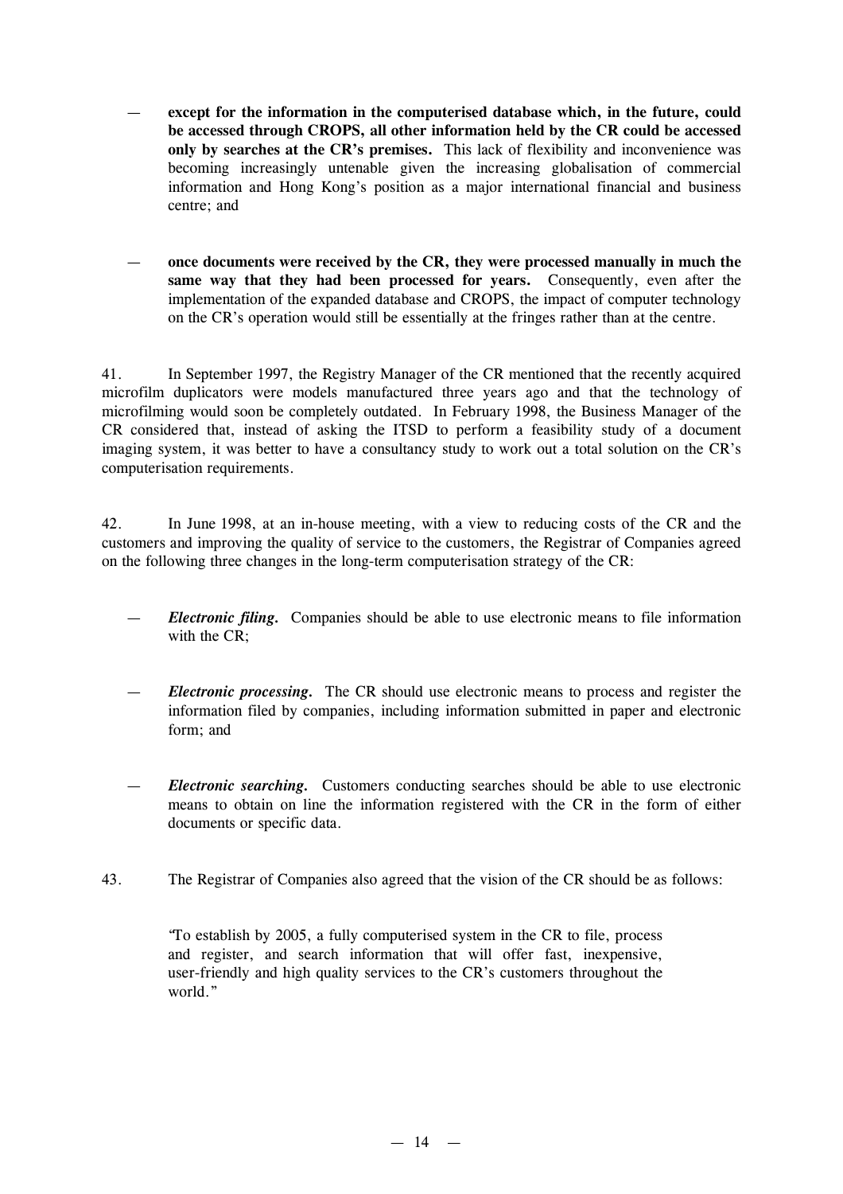— **except for the information in the computerised database which, in the future, could be accessed through CROPS, all other information held by the CR could be accessed only by searches at the CR's premises.** This lack of flexibility and inconvenience was becoming increasingly untenable given the increasing globalisation of commercial information and Hong Kong's position as a major international financial and business centre; and

— **once documents were received by the CR, they were processed manually in much the same way that they had been processed for years.** Consequently, even after the implementation of the expanded database and CROPS, the impact of computer technology on the CR's operation would still be essentially at the fringes rather than at the centre.

41. In September 1997, the Registry Manager of the CR mentioned that the recently acquired microfilm duplicators were models manufactured three years ago and that the technology of microfilming would soon be completely outdated. In February 1998, the Business Manager of the CR considered that, instead of asking the ITSD to perform a feasibility study of a document imaging system, it was better to have a consultancy study to work out a total solution on the CR's computerisation requirements.

42. In June 1998, at an in-house meeting, with a view to reducing costs of the CR and the customers and improving the quality of service to the customers, the Registrar of Companies agreed on the following three changes in the long-term computerisation strategy of the CR:

— ***Electronic filing.*** Companies should be able to use electronic means to file information with the CR;

— ***Electronic processing.*** The CR should use electronic means to process and register the information filed by companies, including information submitted in paper and electronic form; and

— ***Electronic searching.*** Customers conducting searches should be able to use electronic means to obtain on line the information registered with the CR in the form of either documents or specific data.

43. The Registrar of Companies also agreed that the vision of the CR should be as follows:

> "To establish by 2005, a fully computerised system in the CR to file, process and register, and search information that will offer fast, inexpensive, user-friendly and high quality services to the CR's customers throughout the world."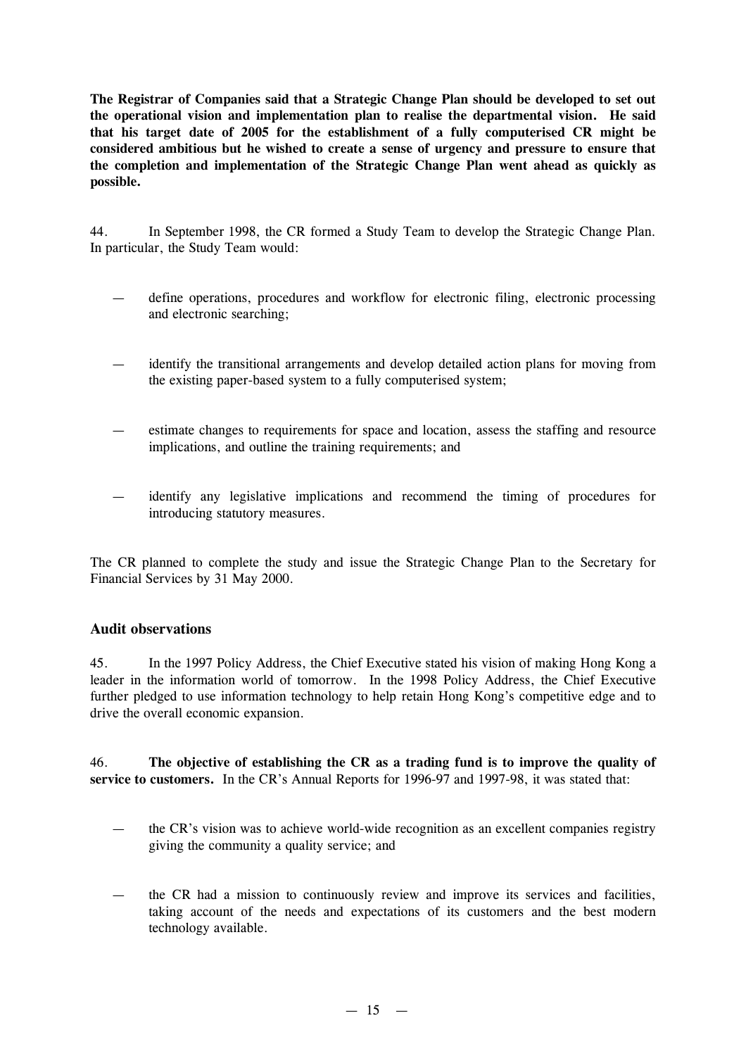**The Registrar of Companies said that a Strategic Change Plan should be developed to set out the operational vision and implementation plan to realise the departmental vision. He said that his target date of 2005 for the establishment of a fully computerised CR might be considered ambitious but he wished to create a sense of urgency and pressure to ensure that the completion and implementation of the Strategic Change Plan went ahead as quickly as possible.**

44. In September 1998, the CR formed a Study Team to develop the Strategic Change Plan. In particular, the Study Team would:

— define operations, procedures and workflow for electronic filing, electronic processing and electronic searching;

— identify the transitional arrangements and develop detailed action plans for moving from the existing paper-based system to a fully computerised system;

— estimate changes to requirements for space and location, assess the staffing and resource implications, and outline the training requirements; and

— identify any legislative implications and recommend the timing of procedures for introducing statutory measures.

The CR planned to complete the study and issue the Strategic Change Plan to the Secretary for Financial Services by 31 May 2000.

### Audit observations

45. In the 1997 Policy Address, the Chief Executive stated his vision of making Hong Kong a leader in the information world of tomorrow. In the 1998 Policy Address, the Chief Executive further pledged to use information technology to help retain Hong Kong's competitive edge and to drive the overall economic expansion.

46. **The objective of establishing the CR as a trading fund is to improve the quality of service to customers.** In the CR's Annual Reports for 1996-97 and 1997-98, it was stated that:

— the CR's vision was to achieve world-wide recognition as an excellent companies registry giving the community a quality service; and

— the CR had a mission to continuously review and improve its services and facilities, taking account of the needs and expectations of its customers and the best modern technology available.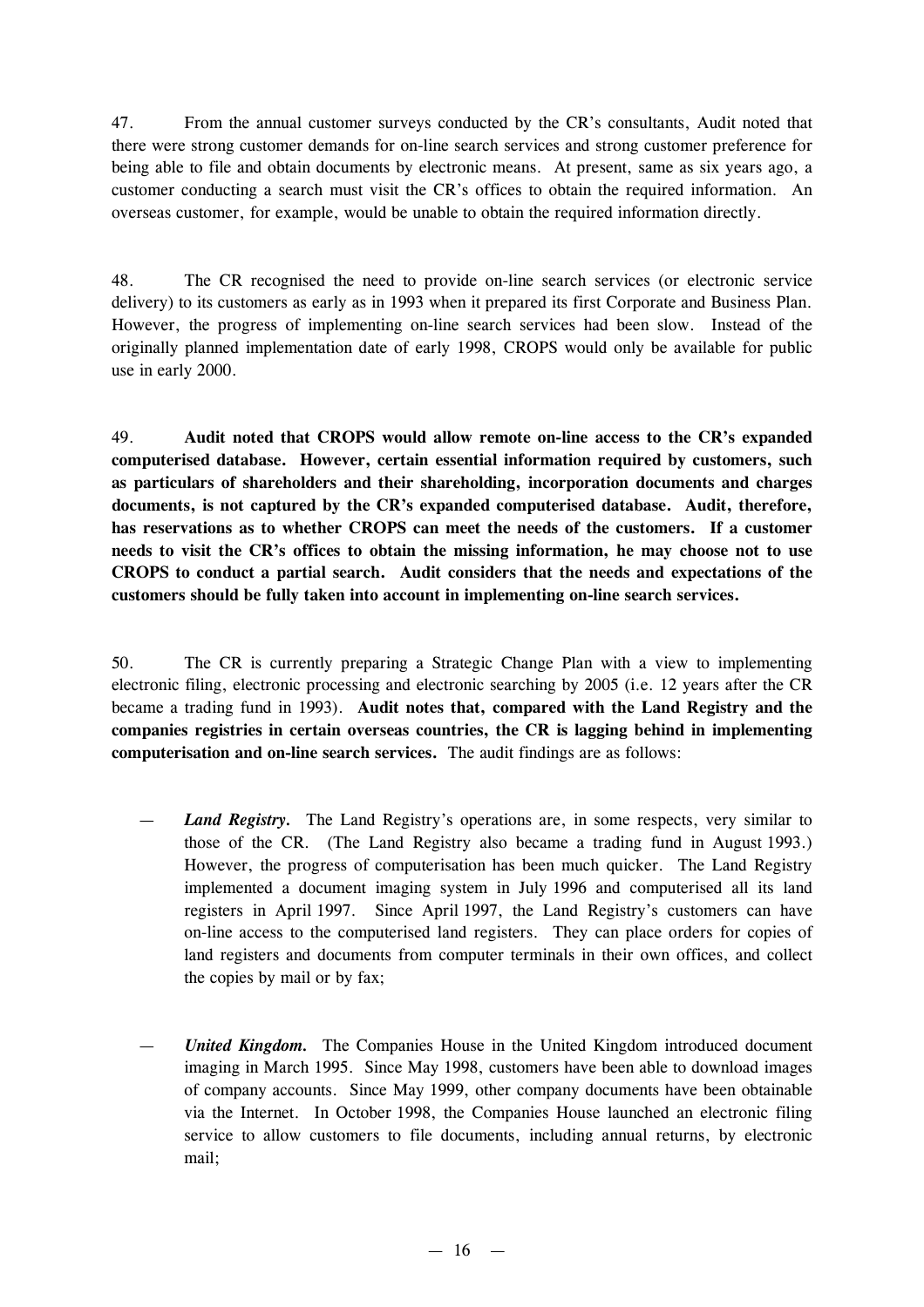47. From the annual customer surveys conducted by the CR's consultants, Audit noted that there were strong customer demands for on-line search services and strong customer preference for being able to file and obtain documents by electronic means. At present, same as six years ago, a customer conducting a search must visit the CR's offices to obtain the required information. An overseas customer, for example, would be unable to obtain the required information directly.

48. The CR recognised the need to provide on-line search services (or electronic service delivery) to its customers as early as in 1993 when it prepared its first Corporate and Business Plan. However, the progress of implementing on-line search services had been slow. Instead of the originally planned implementation date of early 1998, CROPS would only be available for public use in early 2000.

49. **Audit noted that CROPS would allow remote on-line access to the CR's expanded computerised database. However, certain essential information required by customers, such as particulars of shareholders and their shareholding, incorporation documents and charges documents, is not captured by the CR's expanded computerised database. Audit, therefore, has reservations as to whether CROPS can meet the needs of the customers. If a customer needs to visit the CR's offices to obtain the missing information, he may choose not to use CROPS to conduct a partial search. Audit considers that the needs and expectations of the customers should be fully taken into account in implementing on-line search services.**

50. The CR is currently preparing a Strategic Change Plan with a view to implementing electronic filing, electronic processing and electronic searching by 2005 (i.e. 12 years after the CR became a trading fund in 1993). **Audit notes that, compared with the Land Registry and the companies registries in certain overseas countries, the CR is lagging behind in implementing computerisation and on-line search services.** The audit findings are as follows:

— ***Land Registry.*** The Land Registry's operations are, in some respects, very similar to those of the CR. (The Land Registry also became a trading fund in August 1993.) However, the progress of computerisation has been much quicker. The Land Registry implemented a document imaging system in July 1996 and computerised all its land registers in April 1997. Since April 1997, the Land Registry's customers can have on-line access to the computerised land registers. They can place orders for copies of land registers and documents from computer terminals in their own offices, and collect the copies by mail or by fax;

— ***United Kingdom.*** The Companies House in the United Kingdom introduced document imaging in March 1995. Since May 1998, customers have been able to download images of company accounts. Since May 1999, other company documents have been obtainable via the Internet. In October 1998, the Companies House launched an electronic filing service to allow customers to file documents, including annual returns, by electronic mail;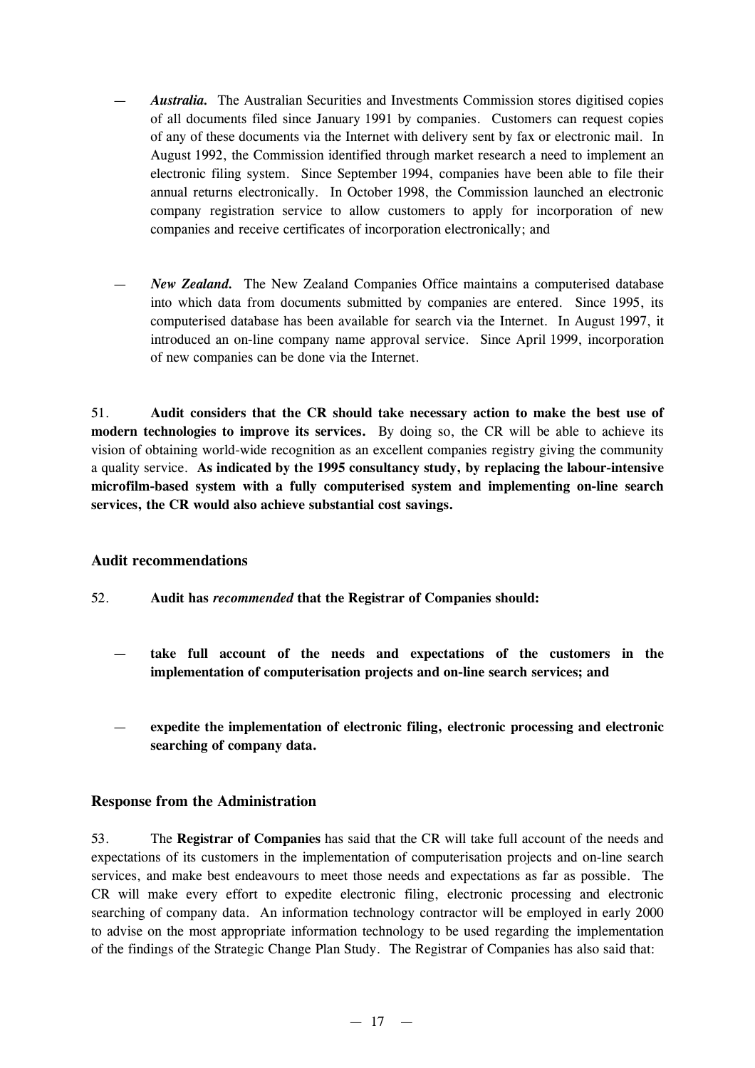- *Australia.* The Australian Securities and Investments Commission stores digitised copies of all documents filed since January 1991 by companies. Customers can request copies of any of these documents via the Internet with delivery sent by fax or electronic mail. In August 1992, the Commission identified through market research a need to implement an electronic filing system. Since September 1994, companies have been able to file their annual returns electronically. In October 1998, the Commission launched an electronic company registration service to allow customers to apply for incorporation of new companies and receive certificates of incorporation electronically; and

- *New Zealand.* The New Zealand Companies Office maintains a computerised database into which data from documents submitted by companies are entered. Since 1995, its computerised database has been available for search via the Internet. In August 1997, it introduced an on-line company name approval service. Since April 1999, incorporation of new companies can be done via the Internet.

51. **Audit considers that the CR should take necessary action to make the best use of modern technologies to improve its services.** By doing so, the CR will be able to achieve its vision of obtaining world-wide recognition as an excellent companies registry giving the community a quality service. **As indicated by the 1995 consultancy study, by replacing the labour-intensive microfilm-based system with a fully computerised system and implementing on-line search services, the CR would also achieve substantial cost savings.**

### Audit recommendations

52. **Audit has *recommended* that the Registrar of Companies should:**

- **take full account of the needs and expectations of the customers in the implementation of computerisation projects and on-line search services; and**

- **expedite the implementation of electronic filing, electronic processing and electronic searching of company data.**

### Response from the Administration

53. The **Registrar of Companies** has said that the CR will take full account of the needs and expectations of its customers in the implementation of computerisation projects and on-line search services, and make best endeavours to meet those needs and expectations as far as possible. The CR will make every effort to expedite electronic filing, electronic processing and electronic searching of company data. An information technology contractor will be employed in early 2000 to advise on the most appropriate information technology to be used regarding the implementation of the findings of the Strategic Change Plan Study. The Registrar of Companies has also said that: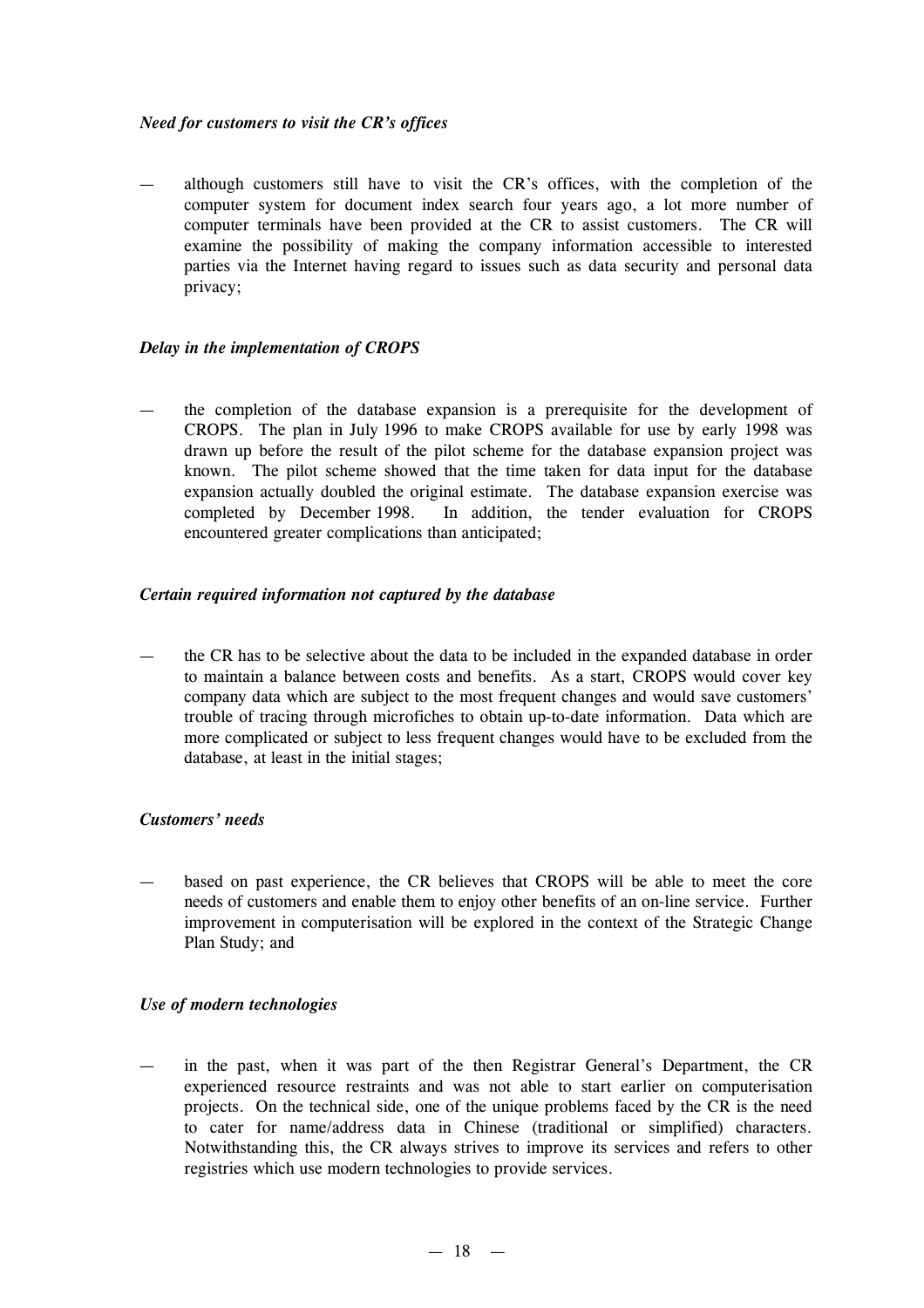*Need for customers to visit the CR's offices*

— although customers still have to visit the CR's offices, with the completion of the computer system for document index search four years ago, a lot more number of computer terminals have been provided at the CR to assist customers. The CR will examine the possibility of making the company information accessible to interested parties via the Internet having regard to issues such as data security and personal data privacy;

*Delay in the implementation of CROPS*

— the completion of the database expansion is a prerequisite for the development of CROPS. The plan in July 1996 to make CROPS available for use by early 1998 was drawn up before the result of the pilot scheme for the database expansion project was known. The pilot scheme showed that the time taken for data input for the database expansion actually doubled the original estimate. The database expansion exercise was completed by December 1998. In addition, the tender evaluation for CROPS encountered greater complications than anticipated;

*Certain required information not captured by the database*

— the CR has to be selective about the data to be included in the expanded database in order to maintain a balance between costs and benefits. As a start, CROPS would cover key company data which are subject to the most frequent changes and would save customers' trouble of tracing through microfiches to obtain up-to-date information. Data which are more complicated or subject to less frequent changes would have to be excluded from the database, at least in the initial stages;

*Customers' needs*

— based on past experience, the CR believes that CROPS will be able to meet the core needs of customers and enable them to enjoy other benefits of an on-line service. Further improvement in computerisation will be explored in the context of the Strategic Change Plan Study; and

*Use of modern technologies*

— in the past, when it was part of the then Registrar General's Department, the CR experienced resource restraints and was not able to start earlier on computerisation projects. On the technical side, one of the unique problems faced by the CR is the need to cater for name/address data in Chinese (traditional or simplified) characters. Notwithstanding this, the CR always strives to improve its services and refers to other registries which use modern technologies to provide services.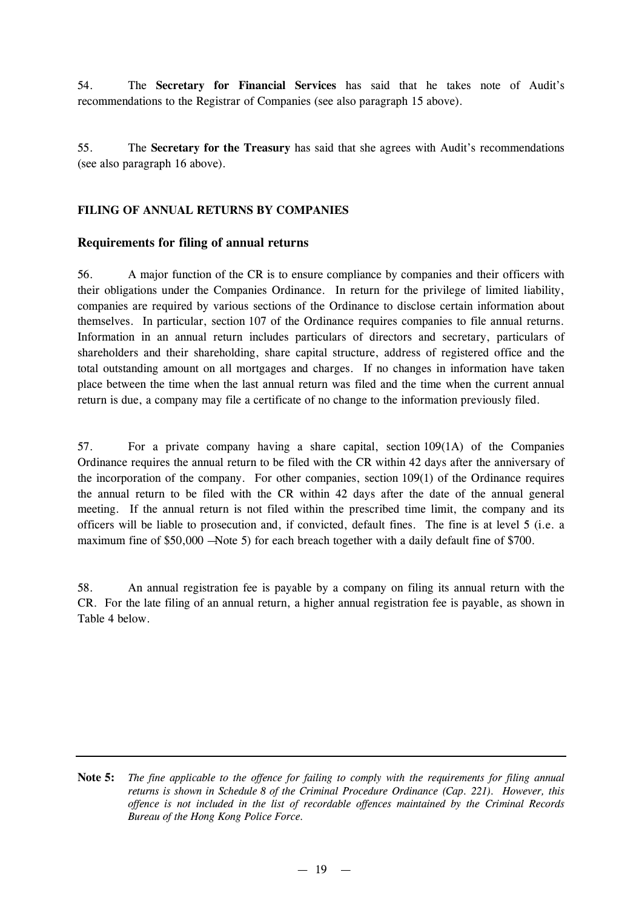54. The **Secretary for Financial Services** has said that he takes note of Audit's recommendations to the Registrar of Companies (see also paragraph 15 above).

55. The **Secretary for the Treasury** has said that she agrees with Audit's recommendations (see also paragraph 16 above).

## FILING OF ANNUAL RETURNS BY COMPANIES

### Requirements for filing of annual returns

56. A major function of the CR is to ensure compliance by companies and their officers with their obligations under the Companies Ordinance. In return for the privilege of limited liability, companies are required by various sections of the Ordinance to disclose certain information about themselves. In particular, section 107 of the Ordinance requires companies to file annual returns. Information in an annual return includes particulars of directors and secretary, particulars of shareholders and their shareholding, share capital structure, address of registered office and the total outstanding amount on all mortgages and charges. If no changes in information have taken place between the time when the last annual return was filed and the time when the current annual return is due, a company may file a certificate of no change to the information previously filed.

57. For a private company having a share capital, section 109(1A) of the Companies Ordinance requires the annual return to be filed with the CR within 42 days after the anniversary of the incorporation of the company. For other companies, section 109(1) of the Ordinance requires the annual return to be filed with the CR within 42 days after the date of the annual general meeting. If the annual return is not filed within the prescribed time limit, the company and its officers will be liable to prosecution and, if convicted, default fines. The fine is at level 5 (i.e. a maximum fine of $50,000 — Note 5) for each breach together with a daily default fine of $700.

58. An annual registration fee is payable by a company on filing its annual return with the CR. For the late filing of an annual return, a higher annual registration fee is payable, as shown in Table 4 below.

---

**Note 5:** *The fine applicable to the offence for failing to comply with the requirements for filing annual returns is shown in Schedule 8 of the Criminal Procedure Ordinance (Cap. 221). However, this offence is not included in the list of recordable offences maintained by the Criminal Records Bureau of the Hong Kong Police Force.*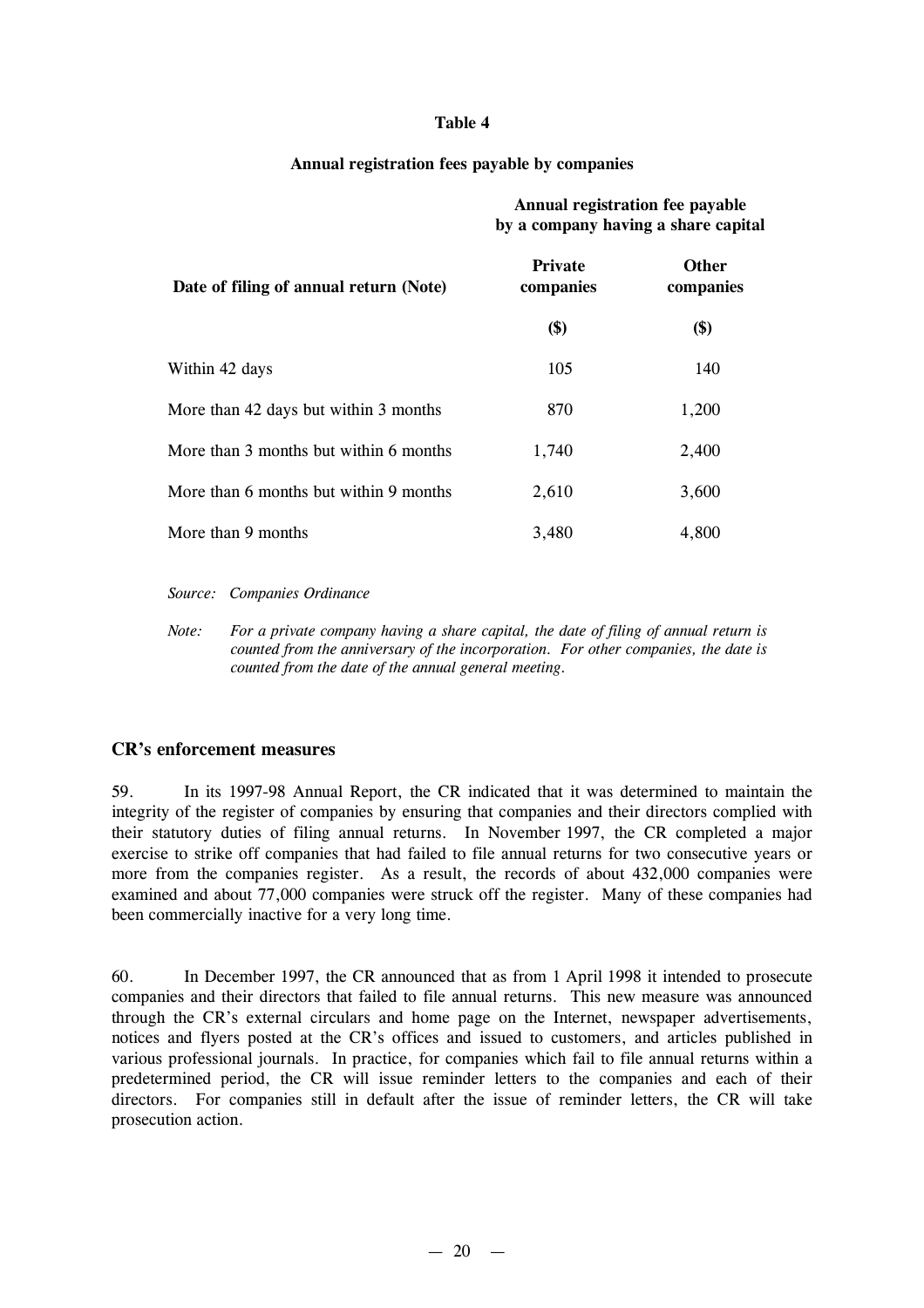**Table 4**

**Annual registration fees payable by companies**

| Date of filing of annual return (Note) | Annual registration fee payable by a company having a share capital | |
|---|---|---|
| | **Private companies** | **Other companies** |
| | **($)** | **($)** |
| Within 42 days | 105 | 140 |
| More than 42 days but within 3 months | 870 | 1,200 |
| More than 3 months but within 6 months | 1,740 | 2,400 |
| More than 6 months but within 9 months | 2,610 | 3,600 |
| More than 9 months | 3,480 | 4,800 |

*Source: Companies Ordinance*

*Note: For a private company having a share capital, the date of filing of annual return is counted from the anniversary of the incorporation. For other companies, the date is counted from the date of the annual general meeting.*

## CR's enforcement measures

59. In its 1997-98 Annual Report, the CR indicated that it was determined to maintain the integrity of the register of companies by ensuring that companies and their directors complied with their statutory duties of filing annual returns. In November 1997, the CR completed a major exercise to strike off companies that had failed to file annual returns for two consecutive years or more from the companies register. As a result, the records of about 432,000 companies were examined and about 77,000 companies were struck off the register. Many of these companies had been commercially inactive for a very long time.

60. In December 1997, the CR announced that as from 1 April 1998 it intended to prosecute companies and their directors that failed to file annual returns. This new measure was announced through the CR's external circulars and home page on the Internet, newspaper advertisements, notices and flyers posted at the CR's offices and issued to customers, and articles published in various professional journals. In practice, for companies which fail to file annual returns within a predetermined period, the CR will issue reminder letters to the companies and each of their directors. For companies still in default after the issue of reminder letters, the CR will take prosecution action.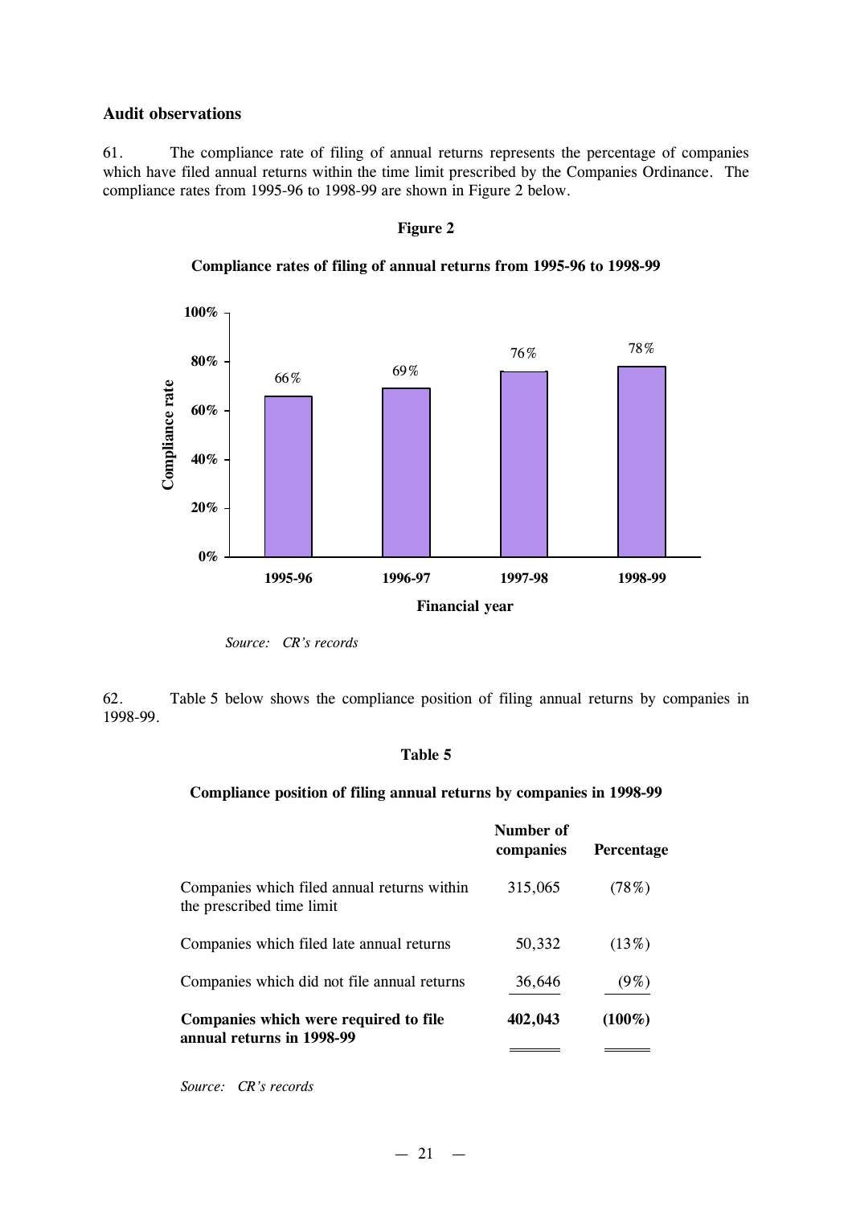## Audit observations

61. The compliance rate of filing of annual returns represents the percentage of companies which have filed annual returns within the time limit prescribed by the Companies Ordinance. The compliance rates from 1995-96 to 1998-99 are shown in Figure 2 below.

**Figure 2**

**Compliance rates of filing of annual returns from 1995-96 to 1998-99**

| Financial year | Compliance rate |
|---|---|
| 1995-96 | 66% |
| 1996-97 | 69% |
| 1997-98 | 76% |
| 1998-99 | 78% |

*Source: CR's records*

62. Table 5 below shows the compliance position of filing annual returns by companies in 1998-99.

**Table 5**

**Compliance position of filing annual returns by companies in 1998-99**

| | Number of companies | Percentage |
|---|---|---|
| Companies which filed annual returns within the prescribed time limit | 315,065 | (78%) |
| Companies which filed late annual returns | 50,332 | (13%) |
| Companies which did not file annual returns | 36,646 | (9%) |
| **Companies which were required to file annual returns in 1998-99** | **402,043** | **(100%)** |

*Source: CR's records*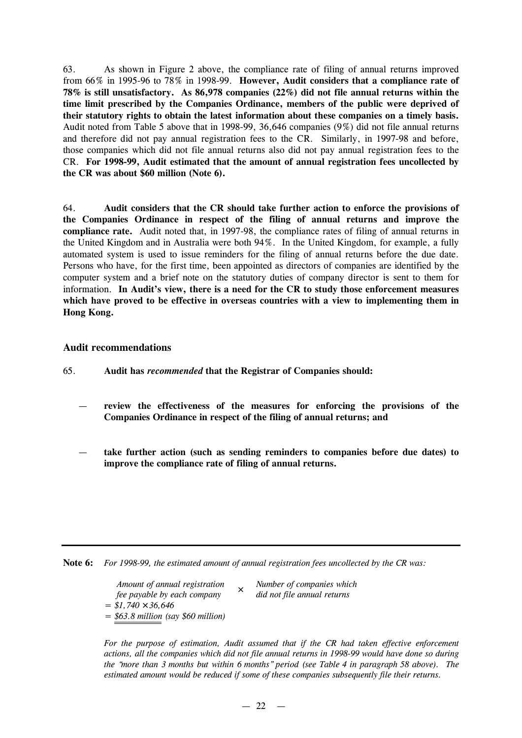63. As shown in Figure 2 above, the compliance rate of filing of annual returns improved from 66% in 1995-96 to 78% in 1998-99. **However, Audit considers that a compliance rate of 78% is still unsatisfactory. As 86,978 companies (22%) did not file annual returns within the time limit prescribed by the Companies Ordinance, members of the public were deprived of their statutory rights to obtain the latest information about these companies on a timely basis.** Audit noted from Table 5 above that in 1998-99, 36,646 companies (9%) did not file annual returns and therefore did not pay annual registration fees to the CR. Similarly, in 1997-98 and before, those companies which did not file annual returns also did not pay annual registration fees to the CR. **For 1998-99, Audit estimated that the amount of annual registration fees uncollected by the CR was about $60 million (Note 6).**

64. **Audit considers that the CR should take further action to enforce the provisions of the Companies Ordinance in respect of the filing of annual returns and improve the compliance rate.** Audit noted that, in 1997-98, the compliance rates of filing of annual returns in the United Kingdom and in Australia were both 94%. In the United Kingdom, for example, a fully automated system is used to issue reminders for the filing of annual returns before the due date. Persons who have, for the first time, been appointed as directors of companies are identified by the computer system and a brief note on the statutory duties of company director is sent to them for information. **In Audit's view, there is a need for the CR to study those enforcement measures which have proved to be effective in overseas countries with a view to implementing them in Hong Kong.**

### Audit recommendations

65. **Audit has *recommended* that the Registrar of Companies should:**

— **review the effectiveness of the measures for enforcing the provisions of the Companies Ordinance in respect of the filing of annual returns; and**

— **take further action (such as sending reminders to companies before due dates) to improve the compliance rate of filing of annual returns.**

---

**Note 6:** *For 1998-99, the estimated amount of annual registration fees uncollected by the CR was:*

*Amount of annual registration fee payable by each company* × *Number of companies which did not file annual returns*
*= $1,740 × 36,646*
*= $63.8 million (say $60 million)*

*For the purpose of estimation, Audit assumed that if the CR had taken effective enforcement actions, all the companies which did not file annual returns in 1998-99 would have done so during the "more than 3 months but within 6 months" period (see Table 4 in paragraph 58 above). The estimated amount would be reduced if some of these companies subsequently file their returns.*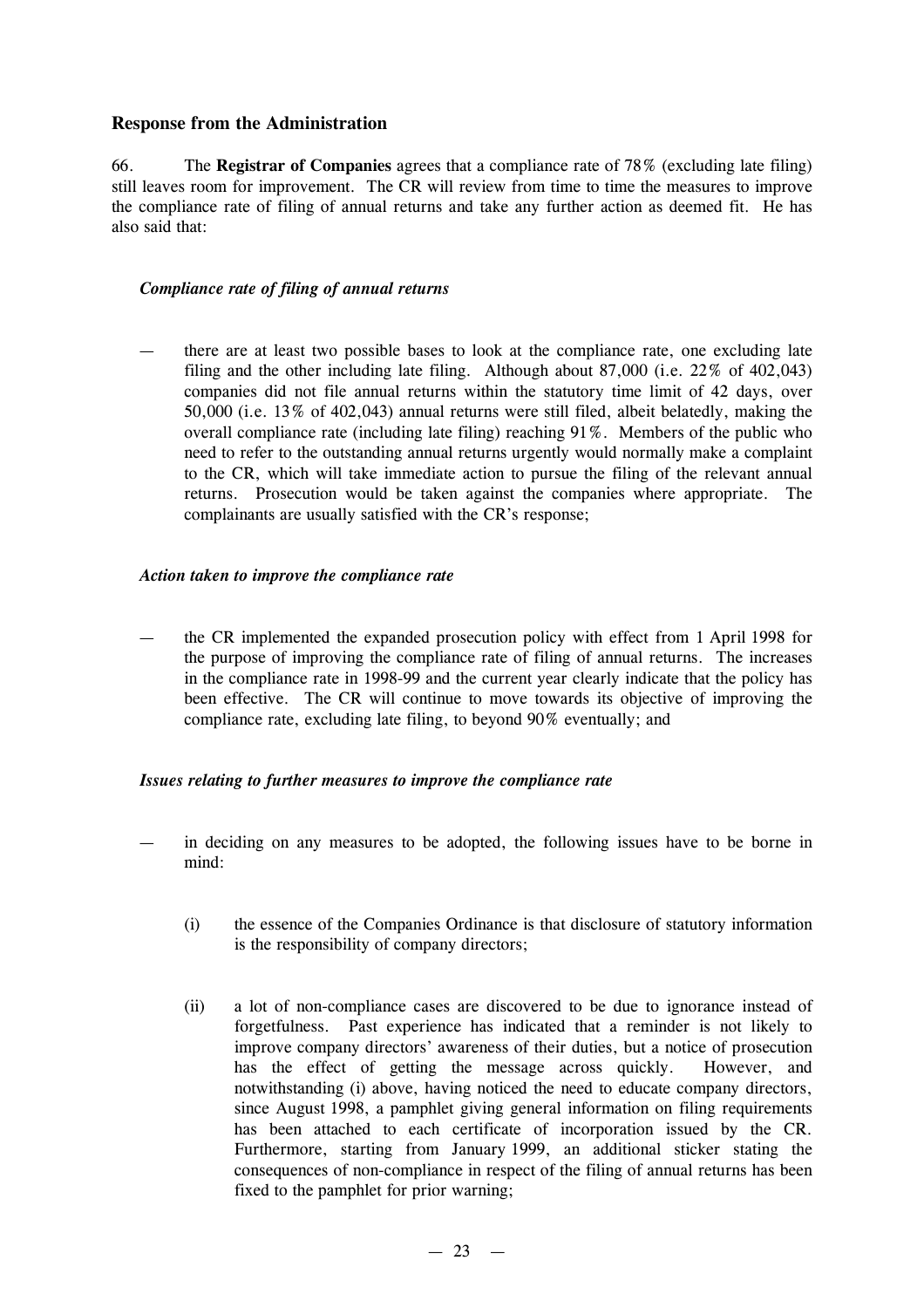### Response from the Administration

66. The **Registrar of Companies** agrees that a compliance rate of 78% (excluding late filing) still leaves room for improvement. The CR will review from time to time the measures to improve the compliance rate of filing of annual returns and take any further action as deemed fit. He has also said that:

*Compliance rate of filing of annual returns*

— there are at least two possible bases to look at the compliance rate, one excluding late filing and the other including late filing. Although about 87,000 (i.e. 22% of 402,043) companies did not file annual returns within the statutory time limit of 42 days, over 50,000 (i.e. 13% of 402,043) annual returns were still filed, albeit belatedly, making the overall compliance rate (including late filing) reaching 91%. Members of the public who need to refer to the outstanding annual returns urgently would normally make a complaint to the CR, which will take immediate action to pursue the filing of the relevant annual returns. Prosecution would be taken against the companies where appropriate. The complainants are usually satisfied with the CR's response;

*Action taken to improve the compliance rate*

— the CR implemented the expanded prosecution policy with effect from 1 April 1998 for the purpose of improving the compliance rate of filing of annual returns. The increases in the compliance rate in 1998-99 and the current year clearly indicate that the policy has been effective. The CR will continue to move towards its objective of improving the compliance rate, excluding late filing, to beyond 90% eventually; and

*Issues relating to further measures to improve the compliance rate*

— in deciding on any measures to be adopted, the following issues have to be borne in mind:

(i) the essence of the Companies Ordinance is that disclosure of statutory information is the responsibility of company directors;

(ii) a lot of non-compliance cases are discovered to be due to ignorance instead of forgetfulness. Past experience has indicated that a reminder is not likely to improve company directors' awareness of their duties, but a notice of prosecution has the effect of getting the message across quickly. However, and notwithstanding (i) above, having noticed the need to educate company directors, since August 1998, a pamphlet giving general information on filing requirements has been attached to each certificate of incorporation issued by the CR. Furthermore, starting from January 1999, an additional sticker stating the consequences of non-compliance in respect of the filing of annual returns has been fixed to the pamphlet for prior warning;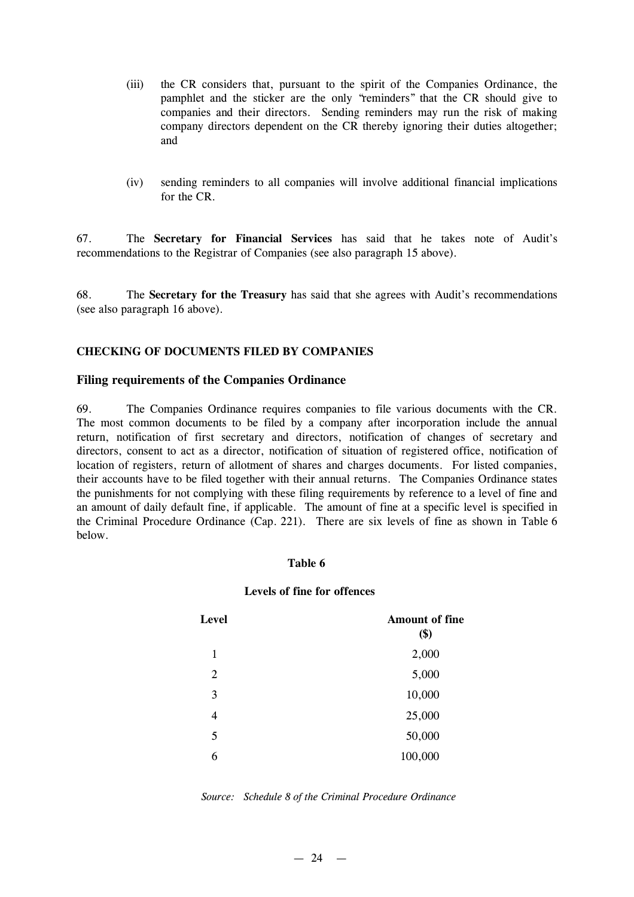(iii) the CR considers that, pursuant to the spirit of the Companies Ordinance, the pamphlet and the sticker are the only "reminders" that the CR should give to companies and their directors. Sending reminders may run the risk of making company directors dependent on the CR thereby ignoring their duties altogether; and

(iv) sending reminders to all companies will involve additional financial implications for the CR.

67. The **Secretary for Financial Services** has said that he takes note of Audit's recommendations to the Registrar of Companies (see also paragraph 15 above).

68. The **Secretary for the Treasury** has said that she agrees with Audit's recommendations (see also paragraph 16 above).

## CHECKING OF DOCUMENTS FILED BY COMPANIES

### Filing requirements of the Companies Ordinance

69. The Companies Ordinance requires companies to file various documents with the CR. The most common documents to be filed by a company after incorporation include the annual return, notification of first secretary and directors, notification of changes of secretary and directors, consent to act as a director, notification of situation of registered office, notification of location of registers, return of allotment of shares and charges documents. For listed companies, their accounts have to be filed together with their annual returns. The Companies Ordinance states the punishments for not complying with these filing requirements by reference to a level of fine and an amount of daily default fine, if applicable. The amount of fine at a specific level is specified in the Criminal Procedure Ordinance (Cap. 221). There are six levels of fine as shown in Table 6 below.

**Table 6**

**Levels of fine for offences**

| Level | Amount of fine ($) |
|---|---|
| 1 | 2,000 |
| 2 | 5,000 |
| 3 | 10,000 |
| 4 | 25,000 |
| 5 | 50,000 |
| 6 | 100,000 |

*Source: Schedule 8 of the Criminal Procedure Ordinance*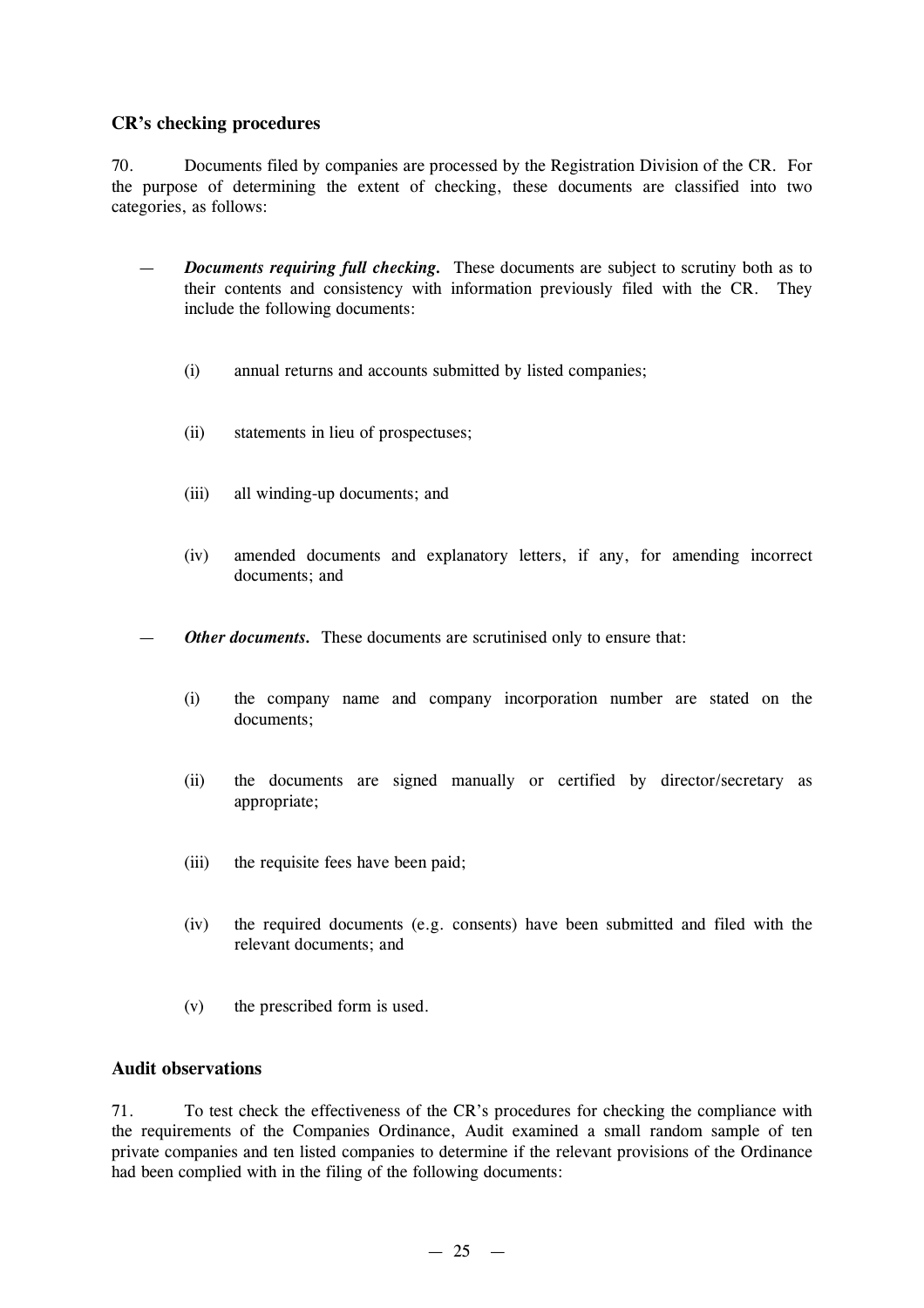### CR's checking procedures

70. Documents filed by companies are processed by the Registration Division of the CR. For the purpose of determining the extent of checking, these documents are classified into two categories, as follows:

— ***Documents requiring full checking.*** These documents are subject to scrutiny both as to their contents and consistency with information previously filed with the CR. They include the following documents:

  (i) annual returns and accounts submitted by listed companies;

  (ii) statements in lieu of prospectuses;

  (iii) all winding-up documents; and

  (iv) amended documents and explanatory letters, if any, for amending incorrect documents; and

— ***Other documents.*** These documents are scrutinised only to ensure that:

  (i) the company name and company incorporation number are stated on the documents;

  (ii) the documents are signed manually or certified by director/secretary as appropriate;

  (iii) the requisite fees have been paid;

  (iv) the required documents (e.g. consents) have been submitted and filed with the relevant documents; and

  (v) the prescribed form is used.

### Audit observations

71. To test check the effectiveness of the CR's procedures for checking the compliance with the requirements of the Companies Ordinance, Audit examined a small random sample of ten private companies and ten listed companies to determine if the relevant provisions of the Ordinance had been complied with in the filing of the following documents: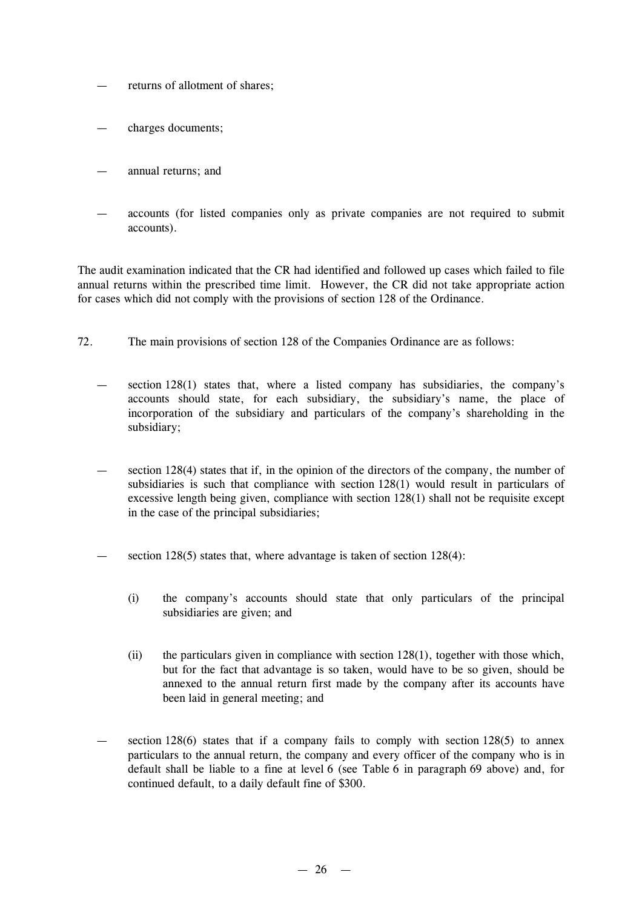- returns of allotment of shares;
- charges documents;
- annual returns; and
- accounts (for listed companies only as private companies are not required to submit accounts).

The audit examination indicated that the CR had identified and followed up cases which failed to file annual returns within the prescribed time limit. However, the CR did not take appropriate action for cases which did not comply with the provisions of section 128 of the Ordinance.

72. The main provisions of section 128 of the Companies Ordinance are as follows:

- section 128(1) states that, where a listed company has subsidiaries, the company's accounts should state, for each subsidiary, the subsidiary's name, the place of incorporation of the subsidiary and particulars of the company's shareholding in the subsidiary;
- section 128(4) states that if, in the opinion of the directors of the company, the number of subsidiaries is such that compliance with section 128(1) would result in particulars of excessive length being given, compliance with section 128(1) shall not be requisite except in the case of the principal subsidiaries;
- section 128(5) states that, where advantage is taken of section 128(4):
  - (i) the company's accounts should state that only particulars of the principal subsidiaries are given; and
  - (ii) the particulars given in compliance with section 128(1), together with those which, but for the fact that advantage is so taken, would have to be so given, should be annexed to the annual return first made by the company after its accounts have been laid in general meeting; and
- section 128(6) states that if a company fails to comply with section 128(5) to annex particulars to the annual return, the company and every officer of the company who is in default shall be liable to a fine at level 6 (see Table 6 in paragraph 69 above) and, for continued default, to a daily default fine of $300.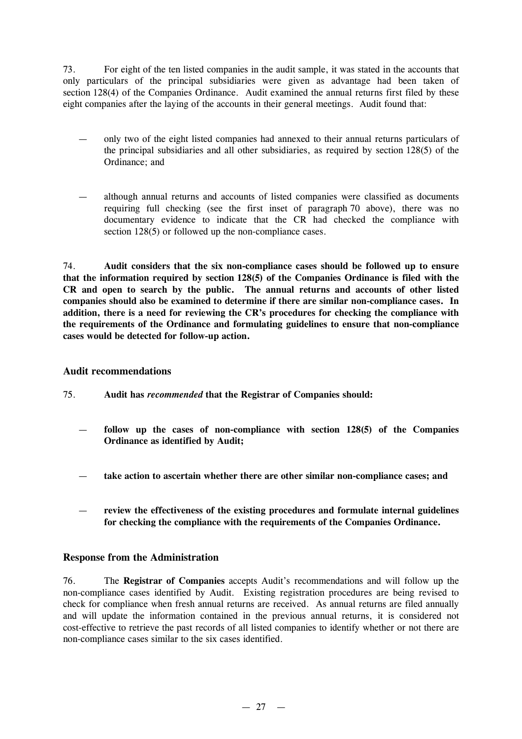73. For eight of the ten listed companies in the audit sample, it was stated in the accounts that only particulars of the principal subsidiaries were given as advantage had been taken of section 128(4) of the Companies Ordinance. Audit examined the annual returns first filed by these eight companies after the laying of the accounts in their general meetings. Audit found that:

— only two of the eight listed companies had annexed to their annual returns particulars of the principal subsidiaries and all other subsidiaries, as required by section 128(5) of the Ordinance; and

— although annual returns and accounts of listed companies were classified as documents requiring full checking (see the first inset of paragraph 70 above), there was no documentary evidence to indicate that the CR had checked the compliance with section 128(5) or followed up the non-compliance cases.

74. **Audit considers that the six non-compliance cases should be followed up to ensure that the information required by section 128(5) of the Companies Ordinance is filed with the CR and open to search by the public. The annual returns and accounts of other listed companies should also be examined to determine if there are similar non-compliance cases. In addition, there is a need for reviewing the CR's procedures for checking the compliance with the requirements of the Ordinance and formulating guidelines to ensure that non-compliance cases would be detected for follow-up action.**

### Audit recommendations

75. **Audit has *recommended* that the Registrar of Companies should:**

— **follow up the cases of non-compliance with section 128(5) of the Companies Ordinance as identified by Audit;**

— **take action to ascertain whether there are other similar non-compliance cases; and**

— **review the effectiveness of the existing procedures and formulate internal guidelines for checking the compliance with the requirements of the Companies Ordinance.**

### Response from the Administration

76. The **Registrar of Companies** accepts Audit's recommendations and will follow up the non-compliance cases identified by Audit. Existing registration procedures are being revised to check for compliance when fresh annual returns are received. As annual returns are filed annually and will update the information contained in the previous annual returns, it is considered not cost-effective to retrieve the past records of all listed companies to identify whether or not there are non-compliance cases similar to the six cases identified.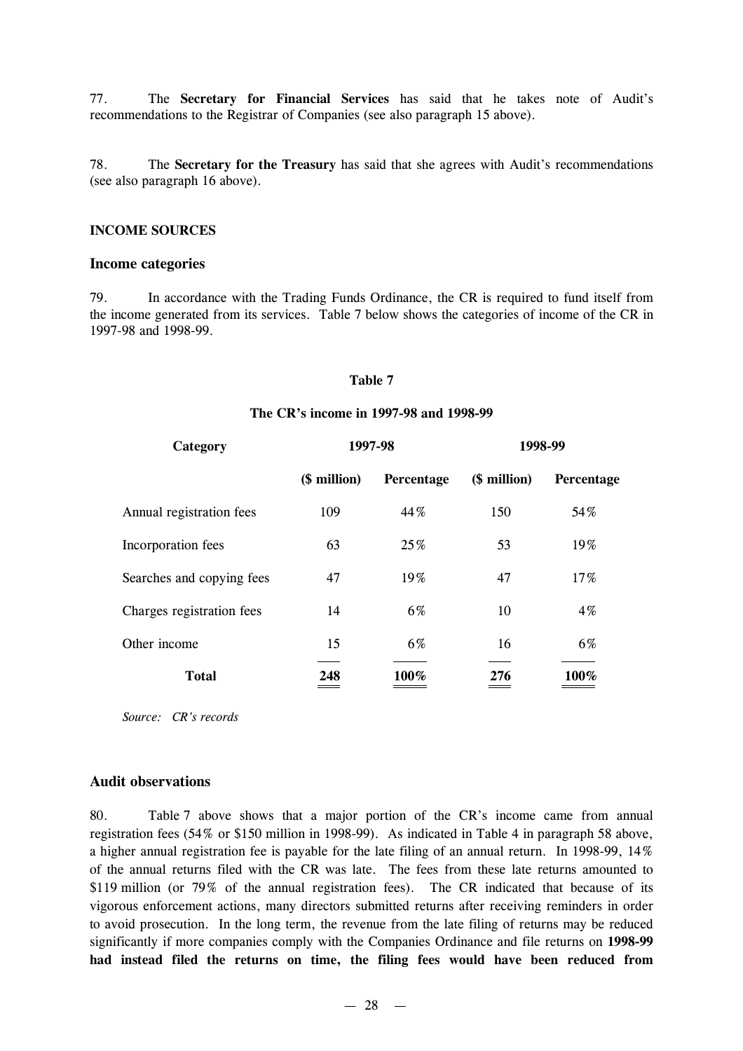77. The **Secretary for Financial Services** has said that he takes note of Audit's recommendations to the Registrar of Companies (see also paragraph 15 above).

78. The **Secretary for the Treasury** has said that she agrees with Audit's recommendations (see also paragraph 16 above).

**INCOME SOURCES**

## Income categories

79. In accordance with the Trading Funds Ordinance, the CR is required to fund itself from the income generated from its services. Table 7 below shows the categories of income of the CR in 1997-98 and 1998-99.

**Table 7**

**The CR's income in 1997-98 and 1998-99**

| Category | 1997-98 | | 1998-99 | |
|---|---|---|---|---|
| | ($ million) | Percentage | ($ million) | Percentage |
| Annual registration fees | 109 | 44% | 150 | 54% |
| Incorporation fees | 63 | 25% | 53 | 19% |
| Searches and copying fees | 47 | 19% | 47 | 17% |
| Charges registration fees | 14 | 6% | 10 | 4% |
| Other income | 15 | 6% | 16 | 6% |
| **Total** | **248** | **100%** | **276** | **100%** |

*Source: CR's records*

## Audit observations

80. Table 7 above shows that a major portion of the CR's income came from annual registration fees (54% or $150 million in 1998-99). As indicated in Table 4 in paragraph 58 above, a higher annual registration fee is payable for the late filing of an annual return. In 1998-99, 14% of the annual returns filed with the CR was late. The fees from these late returns amounted to $119 million (or 79% of the annual registration fees). The CR indicated that because of its vigorous enforcement actions, many directors submitted returns after receiving reminders in order to avoid prosecution. In the long term, the revenue from the late filing of returns may be reduced significantly if more companies comply with the Companies Ordinance and file returns on **1998-99 had instead filed the returns on time, the filing fees would have been reduced from**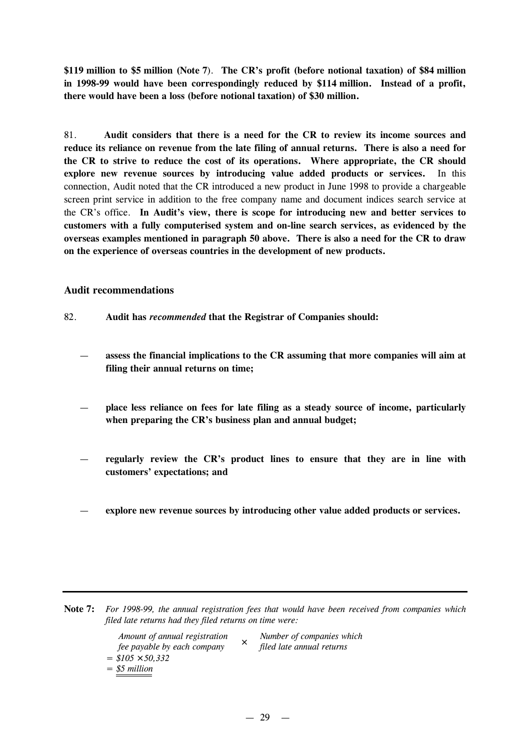**$119 million to $5 million (Note 7)**. **The CR's profit (before notional taxation) of $84 million in 1998-99 would have been correspondingly reduced by $114 million. Instead of a profit, there would have been a loss (before notional taxation) of $30 million.**

81. **Audit considers that there is a need for the CR to review its income sources and reduce its reliance on revenue from the late filing of annual returns. There is also a need for the CR to strive to reduce the cost of its operations. Where appropriate, the CR should explore new revenue sources by introducing value added products or services.** In this connection, Audit noted that the CR introduced a new product in June 1998 to provide a chargeable screen print service in addition to the free company name and document indices search service at the CR's office. **In Audit's view, there is scope for introducing new and better services to customers with a fully computerised system and on-line search services, as evidenced by the overseas examples mentioned in paragraph 50 above. There is also a need for the CR to draw on the experience of overseas countries in the development of new products.**

### Audit recommendations

82. **Audit has *recommended* that the Registrar of Companies should:**

- **assess the financial implications to the CR assuming that more companies will aim at filing their annual returns on time;**

- **place less reliance on fees for late filing as a steady source of income, particularly when preparing the CR's business plan and annual budget;**

- **regularly review the CR's product lines to ensure that they are in line with customers' expectations; and**

- **explore new revenue sources by introducing other value added products or services.**

---

**Note 7:** *For 1998-99, the annual registration fees that would have been received from companies which filed late returns had they filed returns on time were:*

*Amount of annual registration fee payable by each company* × *Number of companies which filed late annual returns*

*= $105 × 50,332*

*= $5 million*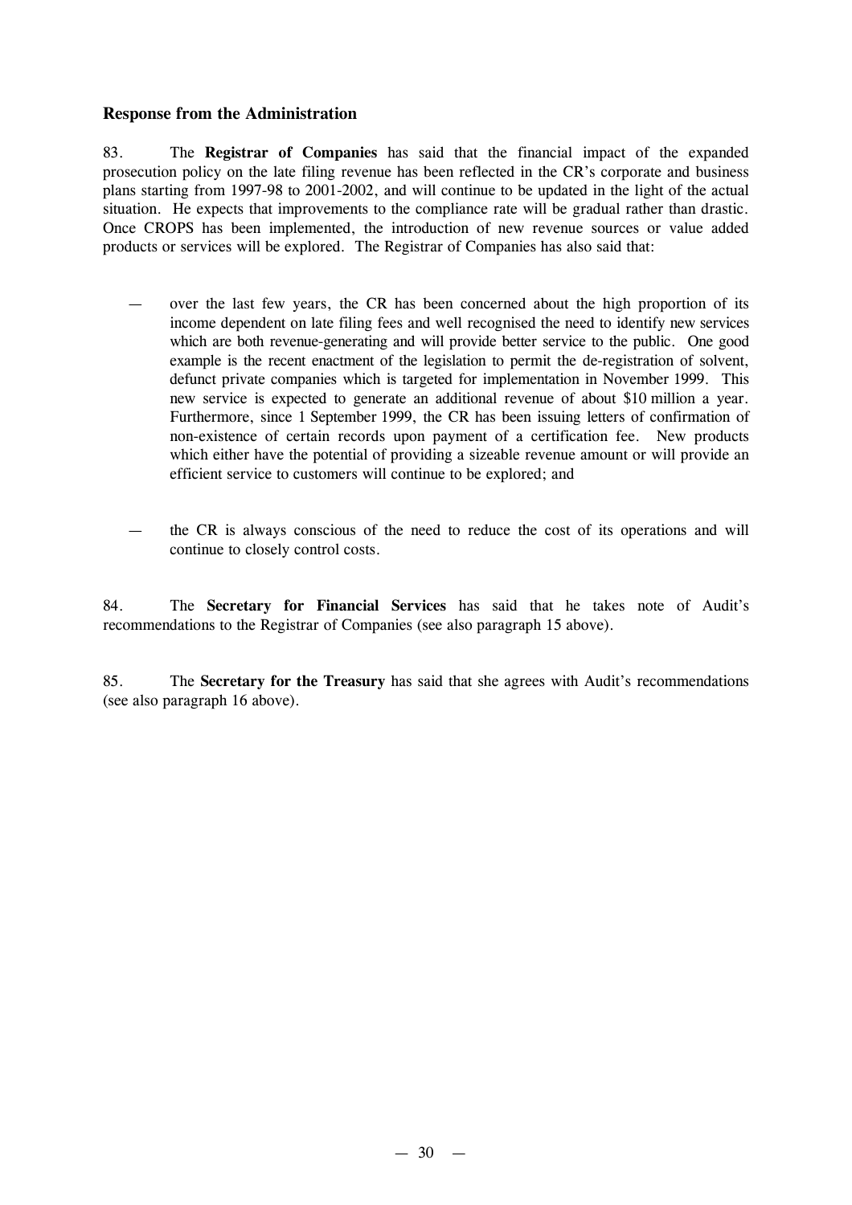### Response from the Administration

83. The **Registrar of Companies** has said that the financial impact of the expanded prosecution policy on the late filing revenue has been reflected in the CR's corporate and business plans starting from 1997-98 to 2001-2002, and will continue to be updated in the light of the actual situation. He expects that improvements to the compliance rate will be gradual rather than drastic. Once CROPS has been implemented, the introduction of new revenue sources or value added products or services will be explored. The Registrar of Companies has also said that:

— over the last few years, the CR has been concerned about the high proportion of its income dependent on late filing fees and well recognised the need to identify new services which are both revenue-generating and will provide better service to the public. One good example is the recent enactment of the legislation to permit the de-registration of solvent, defunct private companies which is targeted for implementation in November 1999. This new service is expected to generate an additional revenue of about $10 million a year. Furthermore, since 1 September 1999, the CR has been issuing letters of confirmation of non-existence of certain records upon payment of a certification fee. New products which either have the potential of providing a sizeable revenue amount or will provide an efficient service to customers will continue to be explored; and

— the CR is always conscious of the need to reduce the cost of its operations and will continue to closely control costs.

84. The **Secretary for Financial Services** has said that he takes note of Audit's recommendations to the Registrar of Companies (see also paragraph 15 above).

85. The **Secretary for the Treasury** has said that she agrees with Audit's recommendations (see also paragraph 16 above).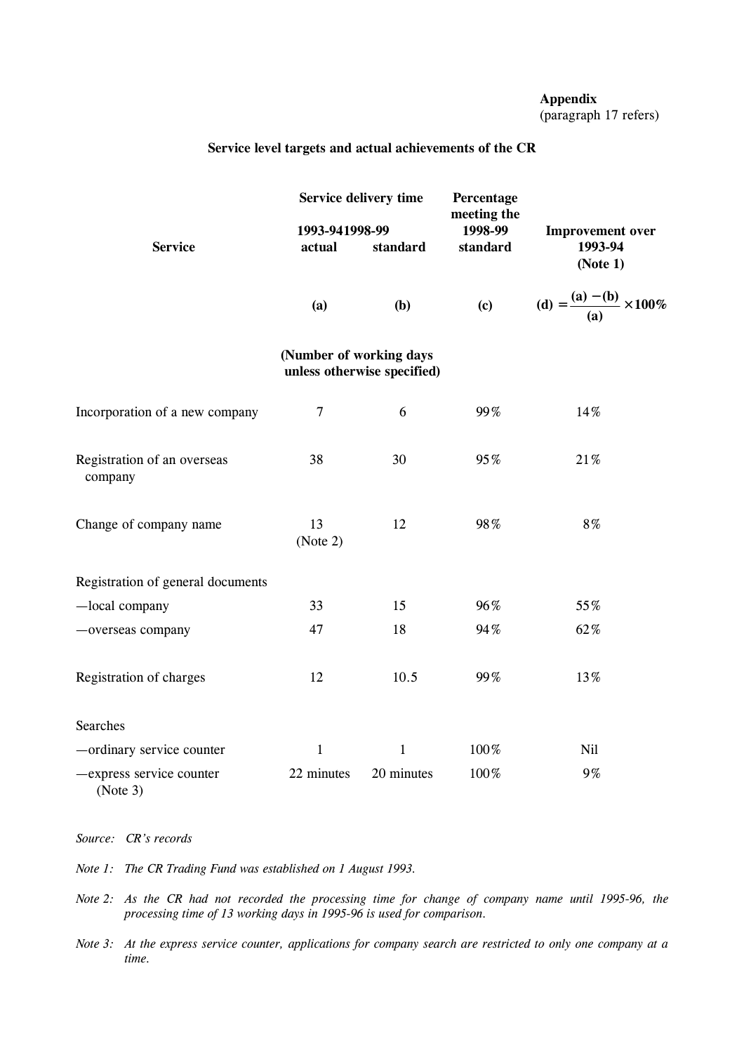**Appendix**
(paragraph 17 refers)

**Service level targets and actual achievements of the CR**

| Service | Service delivery time | | Percentage meeting the 1998-99 standard | Improvement over 1993-94 (Note 1) |
|---|---|---|---|---|
| | 1993-94 actual | 1998-99 standard | | |
| | (a) | (b) | (c) | $(d) = \frac{(a) - (b)}{(a)} \times 100\%$ |
| | (Number of working days unless otherwise specified) | | | |
| Incorporation of a new company | 7 | 6 | 99% | 14% |
| Registration of an overseas company | 38 | 30 | 95% | 21% |
| Change of company name | 13 (Note 2) | 12 | 98% | 8% |
| Registration of general documents | | | | |
| —local company | 33 | 15 | 96% | 55% |
| —overseas company | 47 | 18 | 94% | 62% |
| Registration of charges | 12 | 10.5 | 99% | 13% |
| Searches | | | | |
| —ordinary service counter | 1 | 1 | 100% | Nil |
| —express service counter (Note 3) | 22 minutes | 20 minutes | 100% | 9% |

*Source: CR's records*

*Note 1: The CR Trading Fund was established on 1 August 1993.*

*Note 2: As the CR had not recorded the processing time for change of company name until 1995-96, the processing time of 13 working days in 1995-96 is used for comparison.*

*Note 3: At the express service counter, applications for company search are restricted to only one company at a time.*